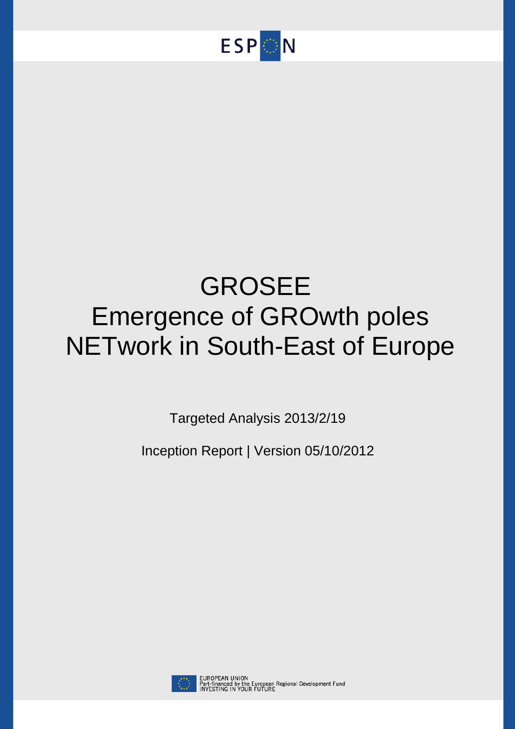ESPON

# GROSEE
# Emergence of GROwth poles NETwork in South-East of Europe

Targeted Analysis 2013/2/19

Inception Report | Version 05/10/2012

EUROPEAN UNION
Part-financed by the European Regional Development Fund
INVESTING IN YOUR FUTURE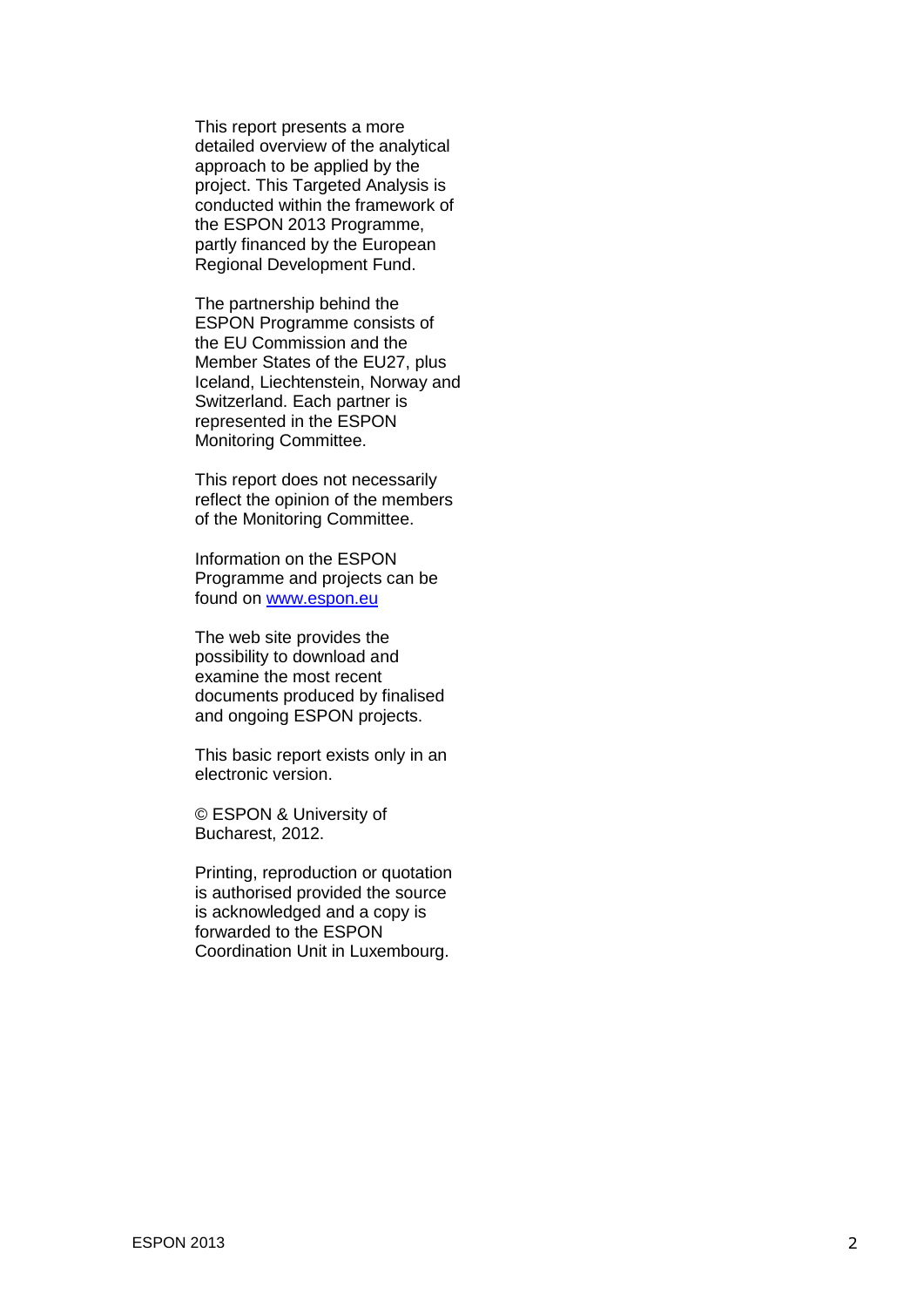This report presents a more detailed overview of the analytical approach to be applied by the project. This Targeted Analysis is conducted within the framework of the ESPON 2013 Programme, partly financed by the European Regional Development Fund.

The partnership behind the ESPON Programme consists of the EU Commission and the Member States of the EU27, plus Iceland, Liechtenstein, Norway and Switzerland. Each partner is represented in the ESPON Monitoring Committee.

This report does not necessarily reflect the opinion of the members of the Monitoring Committee.

Information on the ESPON Programme and projects can be found on [www.espon.eu](www.espon.eu)

The web site provides the possibility to download and examine the most recent documents produced by finalised and ongoing ESPON projects.

This basic report exists only in an electronic version.

© ESPON & University of Bucharest, 2012.

Printing, reproduction or quotation is authorised provided the source is acknowledged and a copy is forwarded to the ESPON Coordination Unit in Luxembourg.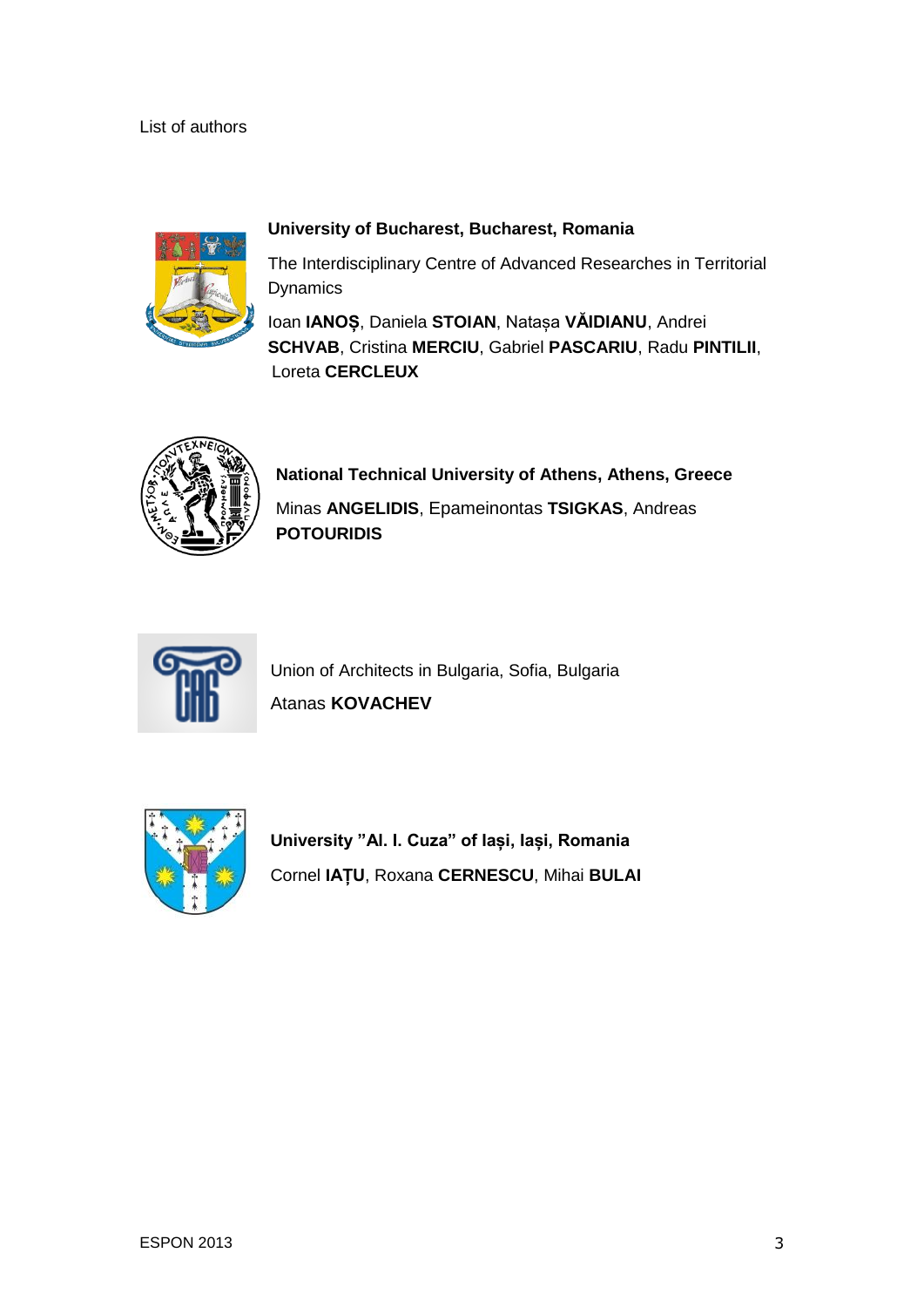List of authors

**University of Bucharest, Bucharest, Romania**

The Interdisciplinary Centre of Advanced Researches in Territorial Dynamics

Ioan **IANOȘ**, Daniela **STOIAN**, Natașa **VĂIDIANU**, Andrei **SCHVAB**, Cristina **MERCIU**, Gabriel **PASCARIU**, Radu **PINTILII**, Loreta **CERCLEUX**

**National Technical University of Athens, Athens, Greece**

Minas **ANGELIDIS**, Epameinontas **TSIGKAS**, Andreas **POTOURIDIS**

Union of Architects in Bulgaria, Sofia, Bulgaria

Atanas **KOVACHEV**

**University ”Al. I. Cuza” of Iași, Iași, Romania**

Cornel **IAȚU**, Roxana **CERNESCU**, Mihai **BULAI**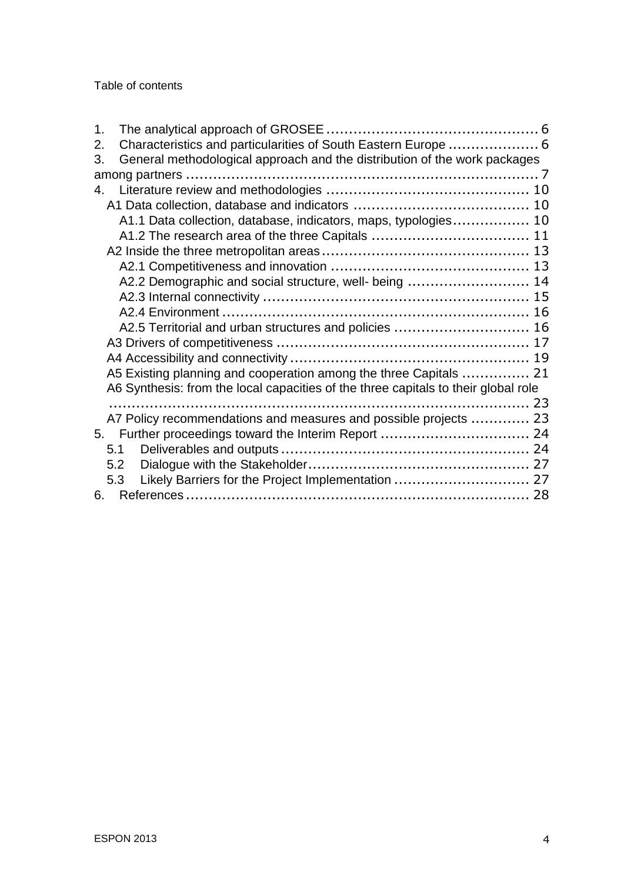Table of contents

1. The analytical approach of GROSEE ........................................... 6
2. Characteristics and particularities of South Eastern Europe .................... 6
3. General methodological approach and the distribution of the work packages among partners ........................................................................ 7
4. Literature review and methodologies ............................................ 10
   - A1 Data collection, database and indicators ...................................... 10
     - A1.1 Data collection, database, indicators, maps, typologies................. 10
     - A1.2 The research area of the three Capitals .................................. 11
   - A2 Inside the three metropolitan areas............................................. 13
     - A2.1 Competitiveness and innovation ........................................... 13
     - A2.2 Demographic and social structure, well- being .......................... 14
     - A2.3 Internal connectivity ......................................................... 15
     - A2.4 Environment .................................................................. 16
     - A2.5 Territorial and urban structures and policies ............................ 16
   - A3 Drivers of competitiveness ....................................................... 17
   - A4 Accessibility and connectivity.................................................... 19
   - A5 Existing planning and cooperation among the three Capitals ............... 21
   - A6 Synthesis: from the local capacities of the three capitals to their global role ................................................................................ 23
   - A7 Policy recommendations and measures and possible projects ............. 23
5. Further proceedings toward the Interim Report ................................. 24
   - 5.1 Deliverables and outputs ...................................................... 24
   - 5.2 Dialogue with the Stakeholder................................................. 27
   - 5.3 Likely Barriers for the Project Implementation ............................. 27
6. References ........................................................................... 28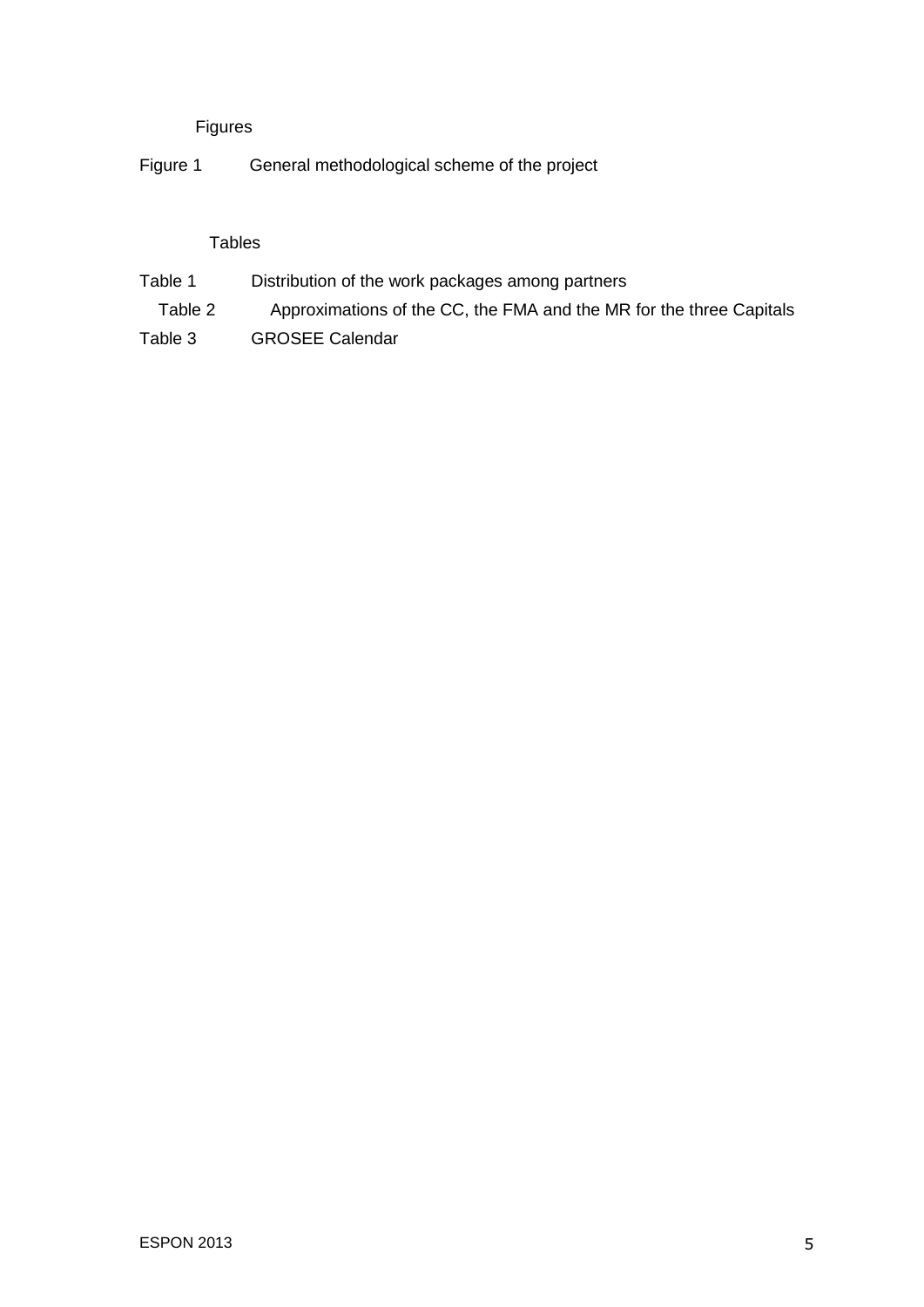## Figures

Figure 1 General methodological scheme of the project

## Tables

Table 1 Distribution of the work packages among partners

Table 2 Approximations of the CC, the FMA and the MR for the three Capitals

Table 3 GROSEE Calendar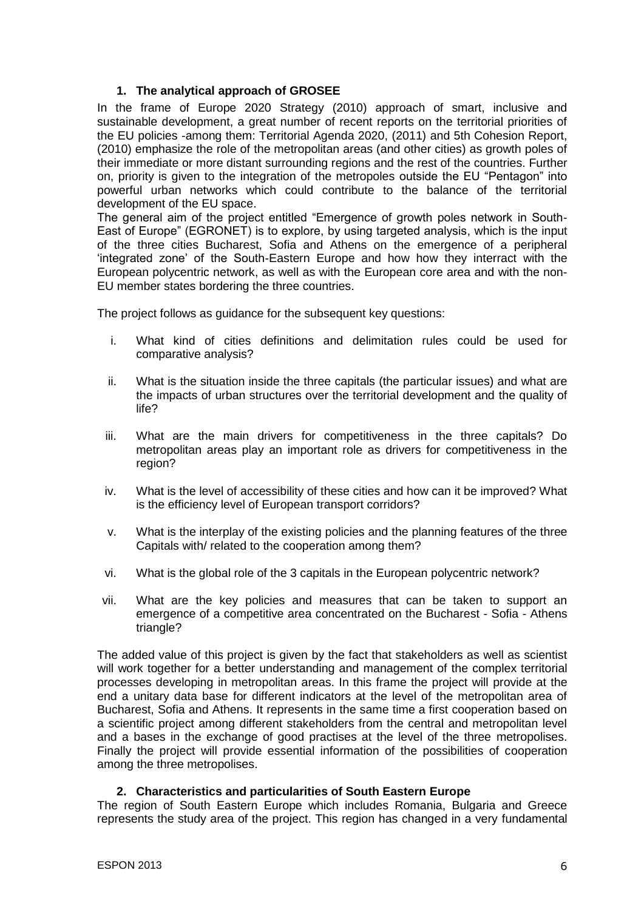## 1. The analytical approach of GROSEE

In the frame of Europe 2020 Strategy (2010) approach of smart, inclusive and sustainable development, a great number of recent reports on the territorial priorities of the EU policies -among them: Territorial Agenda 2020, (2011) and 5th Cohesion Report, (2010) emphasize the role of the metropolitan areas (and other cities) as growth poles of their immediate or more distant surrounding regions and the rest of the countries. Further on, priority is given to the integration of the metropoles outside the EU "Pentagon" into powerful urban networks which could contribute to the balance of the territorial development of the EU space.

The general aim of the project entitled "Emergence of growth poles network in South-East of Europe" (EGRONET) is to explore, by using targeted analysis, which is the input of the three cities Bucharest, Sofia and Athens on the emergence of a peripheral 'integrated zone' of the South-Eastern Europe and how how they interract with the European polycentric network, as well as with the European core area and with the non-EU member states bordering the three countries.

The project follows as guidance for the subsequent key questions:

i. What kind of cities definitions and delimitation rules could be used for comparative analysis?

ii. What is the situation inside the three capitals (the particular issues) and what are the impacts of urban structures over the territorial development and the quality of life?

iii. What are the main drivers for competitiveness in the three capitals? Do metropolitan areas play an important role as drivers for competitiveness in the region?

iv. What is the level of accessibility of these cities and how can it be improved? What is the efficiency level of European transport corridors?

v. What is the interplay of the existing policies and the planning features of the three Capitals with/ related to the cooperation among them?

vi. What is the global role of the 3 capitals in the European polycentric network?

vii. What are the key policies and measures that can be taken to support an emergence of a competitive area concentrated on the Bucharest - Sofia - Athens triangle?

The added value of this project is given by the fact that stakeholders as well as scientist will work together for a better understanding and management of the complex territorial processes developing in metropolitan areas. In this frame the project will provide at the end a unitary data base for different indicators at the level of the metropolitan area of Bucharest, Sofia and Athens. It represents in the same time a first cooperation based on a scientific project among different stakeholders from the central and metropolitan level and a bases in the exchange of good practises at the level of the three metropolises. Finally the project will provide essential information of the possibilities of cooperation among the three metropolises.

## 2. Characteristics and particularities of South Eastern Europe

The region of South Eastern Europe which includes Romania, Bulgaria and Greece represents the study area of the project. This region has changed in a very fundamental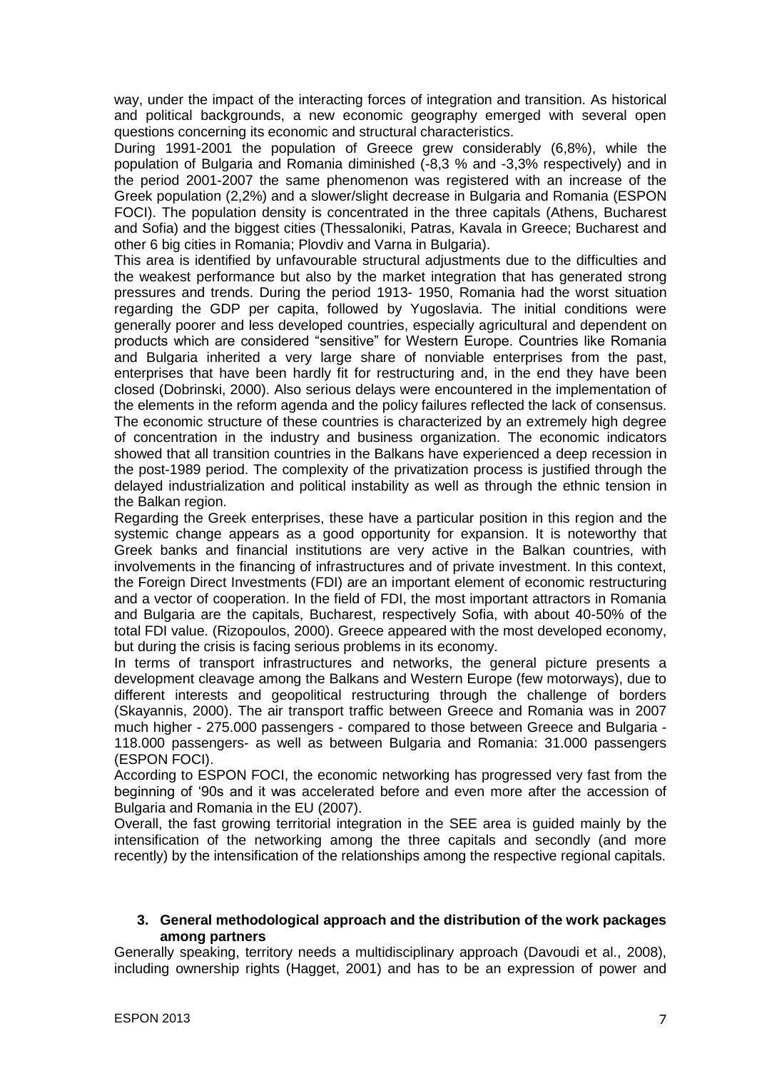way, under the impact of the interacting forces of integration and transition. As historical and political backgrounds, a new economic geography emerged with several open questions concerning its economic and structural characteristics.

During 1991-2001 the population of Greece grew considerably (6,8%), while the population of Bulgaria and Romania diminished (-8,3 % and -3,3% respectively) and in the period 2001-2007 the same phenomenon was registered with an increase of the Greek population (2,2%) and a slower/slight decrease in Bulgaria and Romania (ESPON FOCI). The population density is concentrated in the three capitals (Athens, Bucharest and Sofia) and the biggest cities (Thessaloniki, Patras, Kavala in Greece; Bucharest and other 6 big cities in Romania; Plovdiv and Varna in Bulgaria).

This area is identified by unfavourable structural adjustments due to the difficulties and the weakest performance but also by the market integration that has generated strong pressures and trends. During the period 1913- 1950, Romania had the worst situation regarding the GDP per capita, followed by Yugoslavia. The initial conditions were generally poorer and less developed countries, especially agricultural and dependent on products which are considered "sensitive" for Western Europe. Countries like Romania and Bulgaria inherited a very large share of nonviable enterprises from the past, enterprises that have been hardly fit for restructuring and, in the end they have been closed (Dobrinski, 2000). Also serious delays were encountered in the implementation of the elements in the reform agenda and the policy failures reflected the lack of consensus. The economic structure of these countries is characterized by an extremely high degree of concentration in the industry and business organization. The economic indicators showed that all transition countries in the Balkans have experienced a deep recession in the post-1989 period. The complexity of the privatization process is justified through the delayed industrialization and political instability as well as through the ethnic tension in the Balkan region.

Regarding the Greek enterprises, these have a particular position in this region and the systemic change appears as a good opportunity for expansion. It is noteworthy that Greek banks and financial institutions are very active in the Balkan countries, with involvements in the financing of infrastructures and of private investment. In this context, the Foreign Direct Investments (FDI) are an important element of economic restructuring and a vector of cooperation. In the field of FDI, the most important attractors in Romania and Bulgaria are the capitals, Bucharest, respectively Sofia, with about 40-50% of the total FDI value. (Rizopoulos, 2000). Greece appeared with the most developed economy, but during the crisis is facing serious problems in its economy.

In terms of transport infrastructures and networks, the general picture presents a development cleavage among the Balkans and Western Europe (few motorways), due to different interests and geopolitical restructuring through the challenge of borders (Skayannis, 2000). The air transport traffic between Greece and Romania was in 2007 much higher - 275.000 passengers - compared to those between Greece and Bulgaria - 118.000 passengers- as well as between Bulgaria and Romania: 31.000 passengers (ESPON FOCI).

According to ESPON FOCI, the economic networking has progressed very fast from the beginning of '90s and it was accelerated before and even more after the accession of Bulgaria and Romania in the EU (2007).

Overall, the fast growing territorial integration in the SEE area is guided mainly by the intensification of the networking among the three capitals and secondly (and more recently) by the intensification of the relationships among the respective regional capitals.

## 3. General methodological approach and the distribution of the work packages among partners

Generally speaking, territory needs a multidisciplinary approach (Davoudi et al., 2008), including ownership rights (Hagget, 2001) and has to be an expression of power and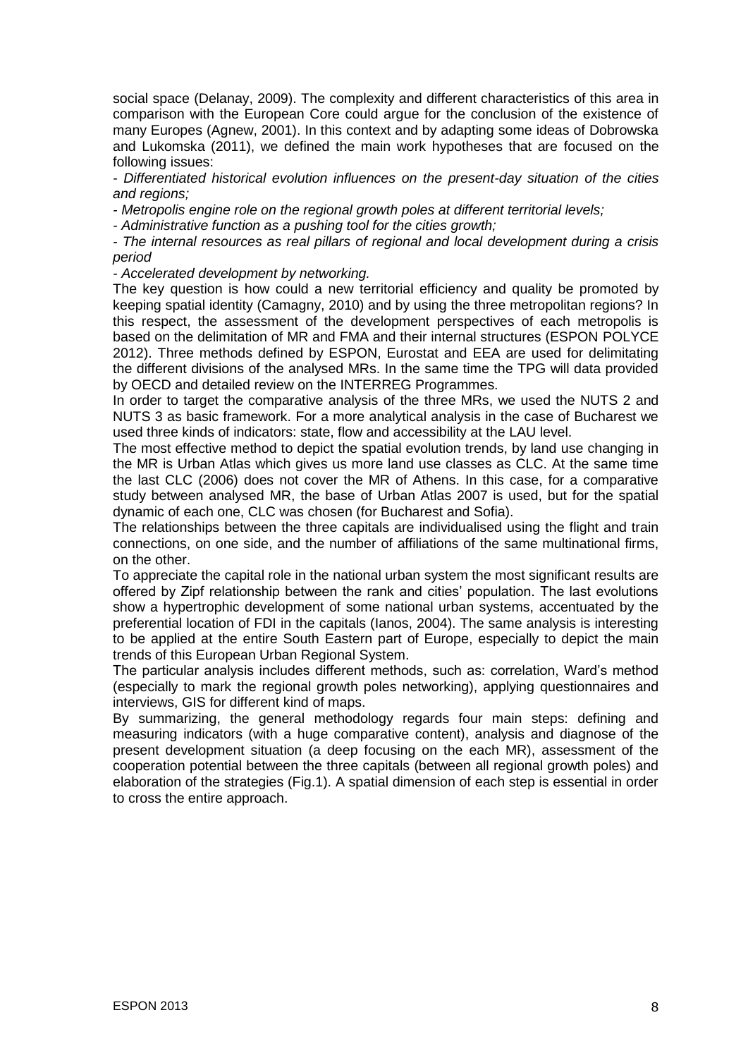social space (Delanay, 2009). The complexity and different characteristics of this area in comparison with the European Core could argue for the conclusion of the existence of many Europes (Agnew, 2001). In this context and by adapting some ideas of Dobrowska and Lukomska (2011), we defined the main work hypotheses that are focused on the following issues:

- *Differentiated historical evolution influences on the present-day situation of the cities and regions;*
- *Metropolis engine role on the regional growth poles at different territorial levels;*
- *Administrative function as a pushing tool for the cities growth;*
- *The internal resources as real pillars of regional and local development during a crisis period*
- *Accelerated development by networking.*

The key question is how could a new territorial efficiency and quality be promoted by keeping spatial identity (Camagny, 2010) and by using the three metropolitan regions? In this respect, the assessment of the development perspectives of each metropolis is based on the delimitation of MR and FMA and their internal structures (ESPON POLYCE 2012). Three methods defined by ESPON, Eurostat and EEA are used for delimitating the different divisions of the analysed MRs. In the same time the TPG will data provided by OECD and detailed review on the INTERREG Programmes.

In order to target the comparative analysis of the three MRs, we used the NUTS 2 and NUTS 3 as basic framework. For a more analytical analysis in the case of Bucharest we used three kinds of indicators: state, flow and accessibility at the LAU level.

The most effective method to depict the spatial evolution trends, by land use changing in the MR is Urban Atlas which gives us more land use classes as CLC. At the same time the last CLC (2006) does not cover the MR of Athens. In this case, for a comparative study between analysed MR, the base of Urban Atlas 2007 is used, but for the spatial dynamic of each one, CLC was chosen (for Bucharest and Sofia).

The relationships between the three capitals are individualised using the flight and train connections, on one side, and the number of affiliations of the same multinational firms, on the other.

To appreciate the capital role in the national urban system the most significant results are offered by Zipf relationship between the rank and cities' population. The last evolutions show a hypertrophic development of some national urban systems, accentuated by the preferential location of FDI in the capitals (Ianos, 2004). The same analysis is interesting to be applied at the entire South Eastern part of Europe, especially to depict the main trends of this European Urban Regional System.

The particular analysis includes different methods, such as: correlation, Ward's method (especially to mark the regional growth poles networking), applying questionnaires and interviews, GIS for different kind of maps.

By summarizing, the general methodology regards four main steps: defining and measuring indicators (with a huge comparative content), analysis and diagnose of the present development situation (a deep focusing on the each MR), assessment of the cooperation potential between the three capitals (between all regional growth poles) and elaboration of the strategies (Fig.1). A spatial dimension of each step is essential in order to cross the entire approach.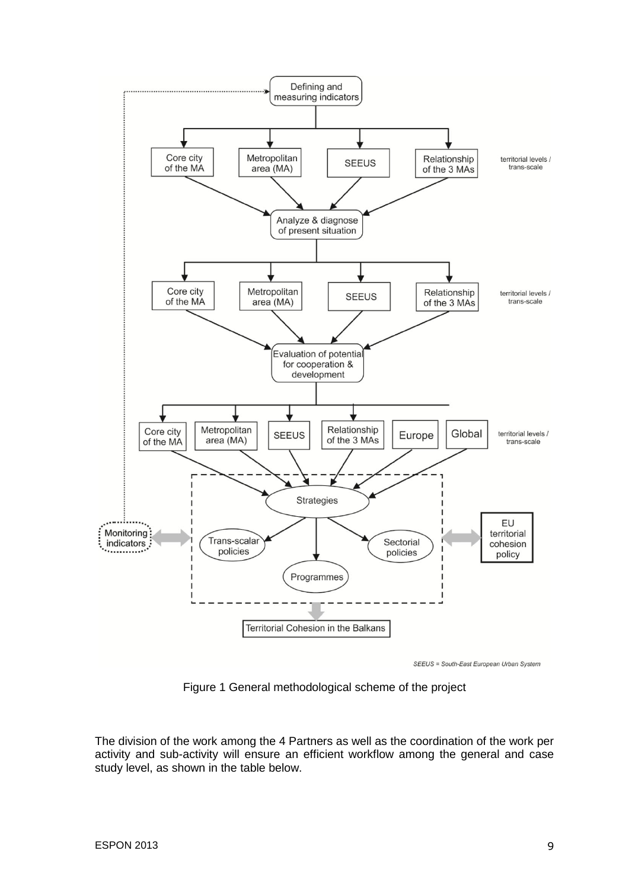Figure 1 General methodological scheme of the project

The division of the work among the 4 Partners as well as the coordination of the work per activity and sub-activity will ensure an efficient workflow among the general and case study level, as shown in the table below.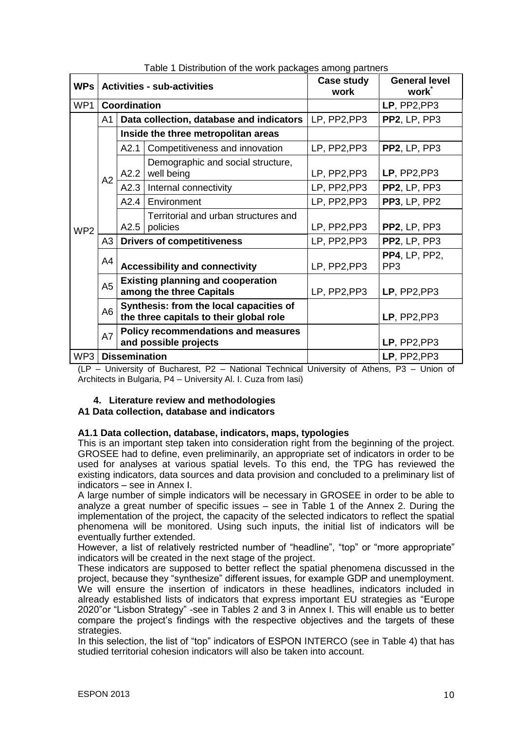Table 1 Distribution of the work packages among partners

| WPs | Activities - sub-activities | | | Case study work | General level work* |
|---|---|---|---|---|---|
| WP1 | **Coordination** | | | | **LP**, PP2,PP3 |
| WP2 | A1 | **Data collection, database and indicators** | | LP, PP2,PP3 | **PP2**, LP, PP3 |
| | A2 | **Inside the three metropolitan areas** | | | |
| | | A2.1 | Competitiveness and innovation | LP, PP2,PP3 | **PP2**, LP, PP3 |
| | | A2.2 | Demographic and social structure, well being | LP, PP2,PP3 | **LP**, PP2,PP3 |
| | | A2.3 | Internal connectivity | LP, PP2,PP3 | **PP2**, LP, PP3 |
| | | A2.4 | Environment | LP, PP2,PP3 | **PP3**, LP, PP2 |
| | | A2.5 | Territorial and urban structures and policies | LP, PP2,PP3 | **PP2**, LP, PP3 |
| | A3 | **Drivers of competitiveness** | | LP, PP2,PP3 | **PP2**, LP, PP3 |
| | A4 | **Accessibility and connectivity** | | LP, PP2,PP3 | **PP4**, LP, PP2, PP3 |
| | A5 | **Existing planning and cooperation among the three Capitals** | | LP, PP2,PP3 | **LP**, PP2,PP3 |
| | A6 | **Synthesis: from the local capacities of the three capitals to their global role** | | | **LP**, PP2,PP3 |
| | A7 | **Policy recommendations and measures and possible projects** | | | **LP**, PP2,PP3 |
| WP3 | **Dissemination** | | | | **LP**, PP2,PP3 |

(LP – University of Bucharest, P2 – National Technical University of Athens, P3 – Union of Architects in Bulgaria, P4 – University Al. I. Cuza from Iasi)

## 4. Literature review and methodologies

### A1 Data collection, database and indicators

#### A1.1 Data collection, database, indicators, maps, typologies

This is an important step taken into consideration right from the beginning of the project. GROSEE had to define, even preliminarily, an appropriate set of indicators in order to be used for analyses at various spatial levels. To this end, the TPG has reviewed the existing indicators, data sources and data provision and concluded to a preliminary list of indicators – see in Annex I.

A large number of simple indicators will be necessary in GROSEE in order to be able to analyze a great number of specific issues – see in Table 1 of the Annex 2. During the implementation of the project, the capacity of the selected indicators to reflect the spatial phenomena will be monitored. Using such inputs, the initial list of indicators will be eventually further extended.

However, a list of relatively restricted number of "headline", "top" or "more appropriate" indicators will be created in the next stage of the project.

These indicators are supposed to better reflect the spatial phenomena discussed in the project, because they "synthesize" different issues, for example GDP and unemployment. We will ensure the insertion of indicators in these headlines, indicators included in already established lists of indicators that express important EU strategies as "Europe 2020"or "Lisbon Strategy" -see in Tables 2 and 3 in Annex I. This will enable us to better compare the project's findings with the respective objectives and the targets of these strategies.

In this selection, the list of "top" indicators of ESPON INTERCO (see in Table 4) that has studied territorial cohesion indicators will also be taken into account.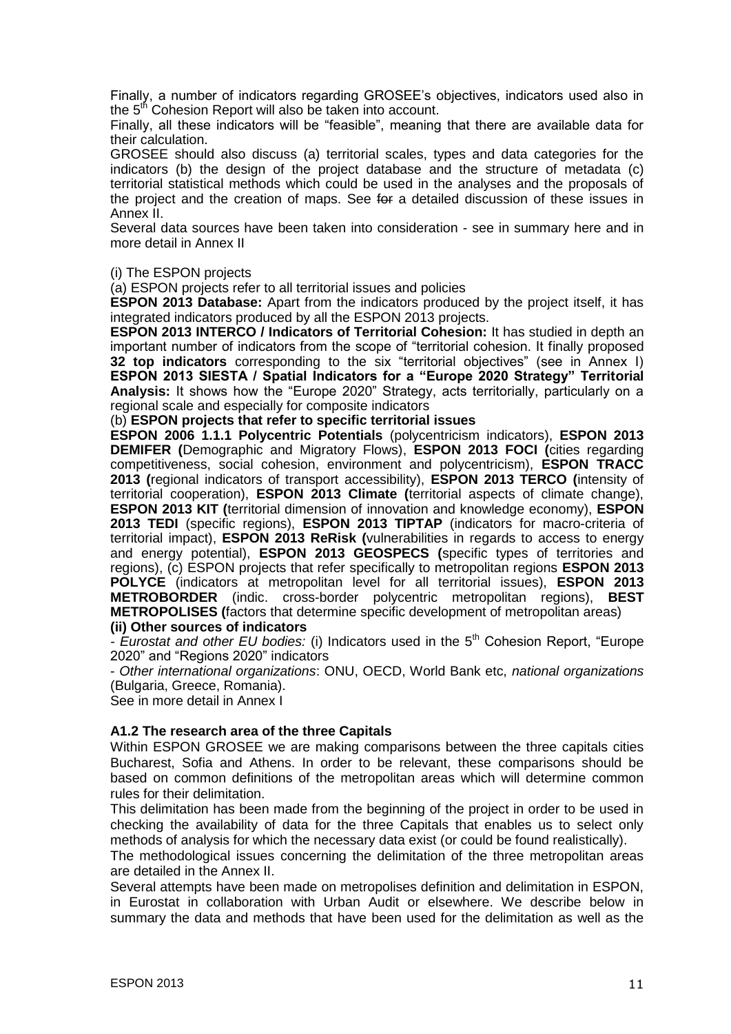Finally, a number of indicators regarding GROSEE's objectives, indicators used also in the 5[th] Cohesion Report will also be taken into account.

Finally, all these indicators will be "feasible", meaning that there are available data for their calculation.

GROSEE should also discuss (a) territorial scales, types and data categories for the indicators (b) the design of the project database and the structure of metadata (c) territorial statistical methods which could be used in the analyses and the proposals of the project and the creation of maps. See ~~for~~ a detailed discussion of these issues in Annex II.

Several data sources have been taken into consideration - see in summary here and in more detail in Annex II

(i) The ESPON projects

(a) ESPON projects refer to all territorial issues and policies

**ESPON 2013 Database:** Apart from the indicators produced by the project itself, it has integrated indicators produced by all the ESPON 2013 projects.

**ESPON 2013 INTERCO / Indicators of Territorial Cohesion:** It has studied in depth an important number of indicators from the scope of "territorial cohesion. It finally proposed **32 top indicators** corresponding to the six "territorial objectives" (see in Annex I) **ESPON 2013 SIESTA / Spatial Indicators for a "Europe 2020 Strategy" Territorial Analysis:** It shows how the "Europe 2020" Strategy, acts territorially, particularly on a regional scale and especially for composite indicators

(b) **ESPON projects that refer to specific territorial issues**

**ESPON 2006 1.1.1 Polycentric Potentials** (polycentricism indicators), **ESPON 2013 DEMIFER (**Demographic and Migratory Flows), **ESPON 2013 FOCI (**cities regarding competitiveness, social cohesion, environment and polycentricism), **ESPON TRACC 2013 (**regional indicators of transport accessibility), **ESPON 2013 TERCO (**intensity of territorial cooperation), **ESPON 2013 Climate (**territorial aspects of climate change), **ESPON 2013 KIT (**territorial dimension of innovation and knowledge economy), **ESPON 2013 TEDI** (specific regions), **ESPON 2013 TIPTAP** (indicators for macro-criteria of territorial impact), **ESPON 2013 ReRisk (**vulnerabilities in regards to access to energy and energy potential), **ESPON 2013 GEOSPECS (**specific types of territories and regions), (c) ESPON projects that refer specifically to metropolitan regions **ESPON 2013 POLYCE** (indicators at metropolitan level for all territorial issues), **ESPON 2013 METROBORDER** (indic. cross-border polycentric metropolitan regions), **BEST METROPOLISES (**factors that determine specific development of metropolitan areas)

**(ii) Other sources of indicators**

- *Eurostat and other EU bodies:* (i) Indicators used in the 5[th] Cohesion Report, "Europe 2020" and "Regions 2020" indicators

- *Other international organizations*: ONU, OECD, World Bank etc, *national organizations* (Bulgaria, Greece, Romania).

See in more detail in Annex I

**A1.2 The research area of the three Capitals**

Within ESPON GROSEE we are making comparisons between the three capitals cities Bucharest, Sofia and Athens. In order to be relevant, these comparisons should be based on common definitions of the metropolitan areas which will determine common rules for their delimitation.

This delimitation has been made from the beginning of the project in order to be used in checking the availability of data for the three Capitals that enables us to select only methods of analysis for which the necessary data exist (or could be found realistically).

The methodological issues concerning the delimitation of the three metropolitan areas are detailed in the Annex II.

Several attempts have been made on metropolises definition and delimitation in ESPON, in Eurostat in collaboration with Urban Audit or elsewhere. We describe below in summary the data and methods that have been used for the delimitation as well as the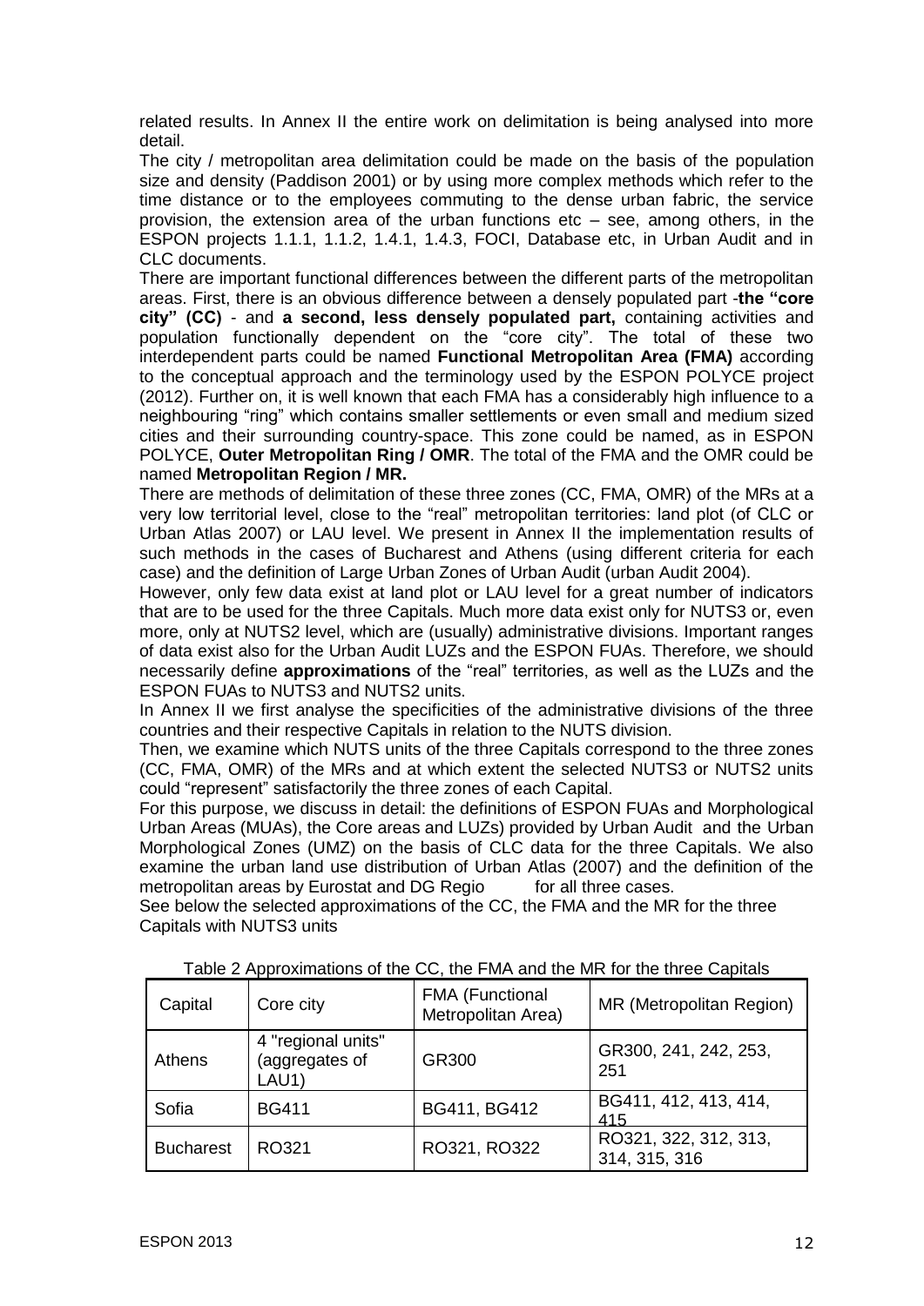related results. In Annex II the entire work on delimitation is being analysed into more detail.

The city / metropolitan area delimitation could be made on the basis of the population size and density (Paddison 2001) or by using more complex methods which refer to the time distance or to the employees commuting to the dense urban fabric, the service provision, the extension area of the urban functions etc – see, among others, in the ESPON projects 1.1.1, 1.1.2, 1.4.1, 1.4.3, FOCI, Database etc, in Urban Audit and in CLC documents.

There are important functional differences between the different parts of the metropolitan areas. First, there is an obvious difference between a densely populated part -**the "core city" (CC)** - and **a second, less densely populated part,** containing activities and population functionally dependent on the "core city". The total of these two interdependent parts could be named **Functional Metropolitan Area (FMA)** according to the conceptual approach and the terminology used by the ESPON POLYCE project (2012). Further on, it is well known that each FMA has a considerably high influence to a neighbouring "ring" which contains smaller settlements or even small and medium sized cities and their surrounding country-space. This zone could be named, as in ESPON POLYCE, **Outer Metropolitan Ring / OMR**. The total of the FMA and the OMR could be named **Metropolitan Region / MR.**

There are methods of delimitation of these three zones (CC, FMA, OMR) of the MRs at a very low territorial level, close to the "real" metropolitan territories: land plot (of CLC or Urban Atlas 2007) or LAU level. We present in Annex II the implementation results of such methods in the cases of Bucharest and Athens (using different criteria for each case) and the definition of Large Urban Zones of Urban Audit (urban Audit 2004).

However, only few data exist at land plot or LAU level for a great number of indicators that are to be used for the three Capitals. Much more data exist only for NUTS3 or, even more, only at NUTS2 level, which are (usually) administrative divisions. Important ranges of data exist also for the Urban Audit LUZs and the ESPON FUAs. Therefore, we should necessarily define **approximations** of the "real" territories, as well as the LUZs and the ESPON FUAs to NUTS3 and NUTS2 units.

In Annex II we first analyse the specificities of the administrative divisions of the three countries and their respective Capitals in relation to the NUTS division.

Then, we examine which NUTS units of the three Capitals correspond to the three zones (CC, FMA, OMR) of the MRs and at which extent the selected NUTS3 or NUTS2 units could "represent" satisfactorily the three zones of each Capital.

For this purpose, we discuss in detail: the definitions of ESPON FUAs and Morphological Urban Areas (MUAs), the Core areas and LUZs) provided by Urban Audit and the Urban Morphological Zones (UMZ) on the basis of CLC data for the three Capitals. We also examine the urban land use distribution of Urban Atlas (2007) and the definition of the metropolitan areas by Eurostat and DG Regio for all three cases.

See below the selected approximations of the CC, the FMA and the MR for the three Capitals with NUTS3 units

Table 2 Approximations of the CC, the FMA and the MR for the three Capitals

| Capital | Core city | FMA (Functional Metropolitan Area) | MR (Metropolitan Region) |
|---|---|---|---|
| Athens | 4 "regional units" (aggregates of LAU1) | GR300 | GR300, 241, 242, 253, 251 |
| Sofia | BG411 | BG411, BG412 | BG411, 412, 413, 414, 415 |
| Bucharest | RO321 | RO321, RO322 | RO321, 322, 312, 313, 314, 315, 316 |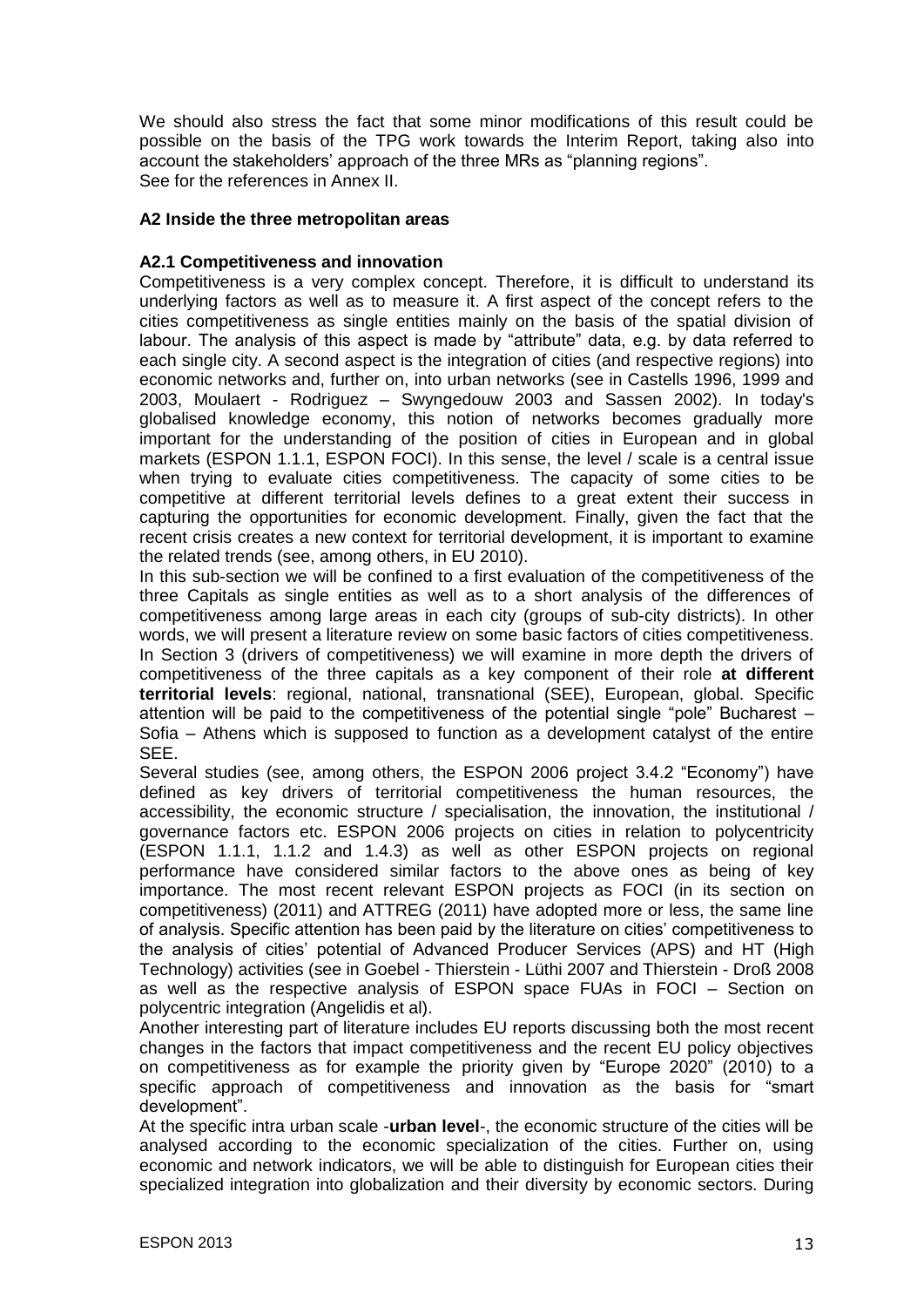We should also stress the fact that some minor modifications of this result could be possible on the basis of the TPG work towards the Interim Report, taking also into account the stakeholders' approach of the three MRs as "planning regions".
See for the references in Annex II.

### A2 Inside the three metropolitan areas

#### A2.1 Competitiveness and innovation

Competitiveness is a very complex concept. Therefore, it is difficult to understand its underlying factors as well as to measure it. A first aspect of the concept refers to the cities competitiveness as single entities mainly on the basis of the spatial division of labour. The analysis of this aspect is made by "attribute" data, e.g. by data referred to each single city. A second aspect is the integration of cities (and respective regions) into economic networks and, further on, into urban networks (see in Castells 1996, 1999 and 2003, Moulaert - Rodriguez – Swyngedouw 2003 and Sassen 2002). In today's globalised knowledge economy, this notion of networks becomes gradually more important for the understanding of the position of cities in European and in global markets (ESPON 1.1.1, ESPON FOCI). In this sense, the level / scale is a central issue when trying to evaluate cities competitiveness. The capacity of some cities to be competitive at different territorial levels defines to a great extent their success in capturing the opportunities for economic development. Finally, given the fact that the recent crisis creates a new context for territorial development, it is important to examine the related trends (see, among others, in EU 2010).

In this sub-section we will be confined to a first evaluation of the competitiveness of the three Capitals as single entities as well as to a short analysis of the differences of competitiveness among large areas in each city (groups of sub-city districts). In other words, we will present a literature review on some basic factors of cities competitiveness. In Section 3 (drivers of competitiveness) we will examine in more depth the drivers of competitiveness of the three capitals as a key component of their role **at different territorial levels**: regional, national, transnational (SEE), European, global. Specific attention will be paid to the competitiveness of the potential single "pole" Bucharest – Sofia – Athens which is supposed to function as a development catalyst of the entire SEE.

Several studies (see, among others, the ESPON 2006 project 3.4.2 "Economy") have defined as key drivers of territorial competitiveness the human resources, the accessibility, the economic structure / specialisation, the innovation, the institutional / governance factors etc. ESPON 2006 projects on cities in relation to polycentricity (ESPON 1.1.1, 1.1.2 and 1.4.3) as well as other ESPON projects on regional performance have considered similar factors to the above ones as being of key importance. The most recent relevant ESPON projects as FOCI (in its section on competitiveness) (2011) and ATTREG (2011) have adopted more or less, the same line of analysis. Specific attention has been paid by the literature on cities' competitiveness to the analysis of cities' potential of Advanced Producer Services (APS) and HT (High Technology) activities (see in Goebel - Thierstein - Lüthi 2007 and Thierstein - Droß 2008 as well as the respective analysis of ESPON space FUAs in FOCI – Section on polycentric integration (Angelidis et al).

Another interesting part of literature includes EU reports discussing both the most recent changes in the factors that impact competitiveness and the recent EU policy objectives on competitiveness as for example the priority given by "Europe 2020" (2010) to a specific approach of competitiveness and innovation as the basis for "smart development".

At the specific intra urban scale -**urban level**-, the economic structure of the cities will be analysed according to the economic specialization of the cities. Further on, using economic and network indicators, we will be able to distinguish for European cities their specialized integration into globalization and their diversity by economic sectors. During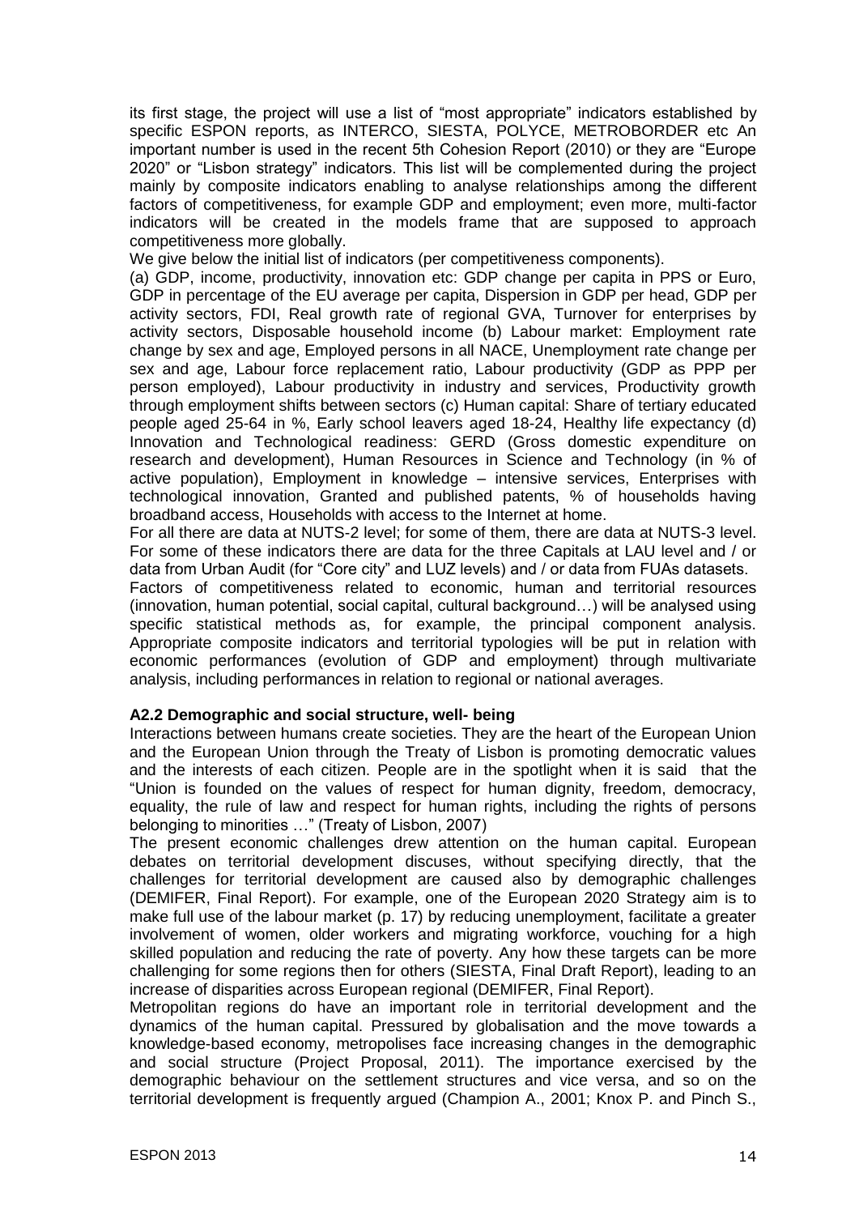its first stage, the project will use a list of "most appropriate" indicators established by specific ESPON reports, as INTERCO, SIESTA, POLYCE, METROBORDER etc An important number is used in the recent 5th Cohesion Report (2010) or they are "Europe 2020" or "Lisbon strategy" indicators. This list will be complemented during the project mainly by composite indicators enabling to analyse relationships among the different factors of competitiveness, for example GDP and employment; even more, multi-factor indicators will be created in the models frame that are supposed to approach competitiveness more globally.

We give below the initial list of indicators (per competitiveness components).

(a) GDP, income, productivity, innovation etc: GDP change per capita in PPS or Euro, GDP in percentage of the EU average per capita, Dispersion in GDP per head, GDP per activity sectors, FDI, Real growth rate of regional GVA, Turnover for enterprises by activity sectors, Disposable household income (b) Labour market: Employment rate change by sex and age, Employed persons in all NACE, Unemployment rate change per sex and age, Labour force replacement ratio, Labour productivity (GDP as PPP per person employed), Labour productivity in industry and services, Productivity growth through employment shifts between sectors (c) Human capital: Share of tertiary educated people aged 25-64 in %, Early school leavers aged 18-24, Healthy life expectancy (d) Innovation and Technological readiness: GERD (Gross domestic expenditure on research and development), Human Resources in Science and Technology (in % of active population), Employment in knowledge – intensive services, Enterprises with technological innovation, Granted and published patents, % of households having broadband access, Households with access to the Internet at home.

For all there are data at NUTS-2 level; for some of them, there are data at NUTS-3 level. For some of these indicators there are data for the three Capitals at LAU level and / or data from Urban Audit (for "Core city" and LUZ levels) and / or data from FUAs datasets.

Factors of competitiveness related to economic, human and territorial resources (innovation, human potential, social capital, cultural background…) will be analysed using specific statistical methods as, for example, the principal component analysis. Appropriate composite indicators and territorial typologies will be put in relation with economic performances (evolution of GDP and employment) through multivariate analysis, including performances in relation to regional or national averages.

**A2.2 Demographic and social structure, well- being**

Interactions between humans create societies. They are the heart of the European Union and the European Union through the Treaty of Lisbon is promoting democratic values and the interests of each citizen. People are in the spotlight when it is said that the "Union is founded on the values of respect for human dignity, freedom, democracy, equality, the rule of law and respect for human rights, including the rights of persons belonging to minorities …" (Treaty of Lisbon, 2007)

The present economic challenges drew attention on the human capital. European debates on territorial development discuses, without specifying directly, that the challenges for territorial development are caused also by demographic challenges (DEMIFER, Final Report). For example, one of the European 2020 Strategy aim is to make full use of the labour market (p. 17) by reducing unemployment, facilitate a greater involvement of women, older workers and migrating workforce, vouching for a high skilled population and reducing the rate of poverty. Any how these targets can be more challenging for some regions then for others (SIESTA, Final Draft Report), leading to an increase of disparities across European regional (DEMIFER, Final Report).

Metropolitan regions do have an important role in territorial development and the dynamics of the human capital. Pressured by globalisation and the move towards a knowledge-based economy, metropolises face increasing changes in the demographic and social structure (Project Proposal, 2011). The importance exercised by the demographic behaviour on the settlement structures and vice versa, and so on the territorial development is frequently argued (Champion A., 2001; Knox P. and Pinch S.,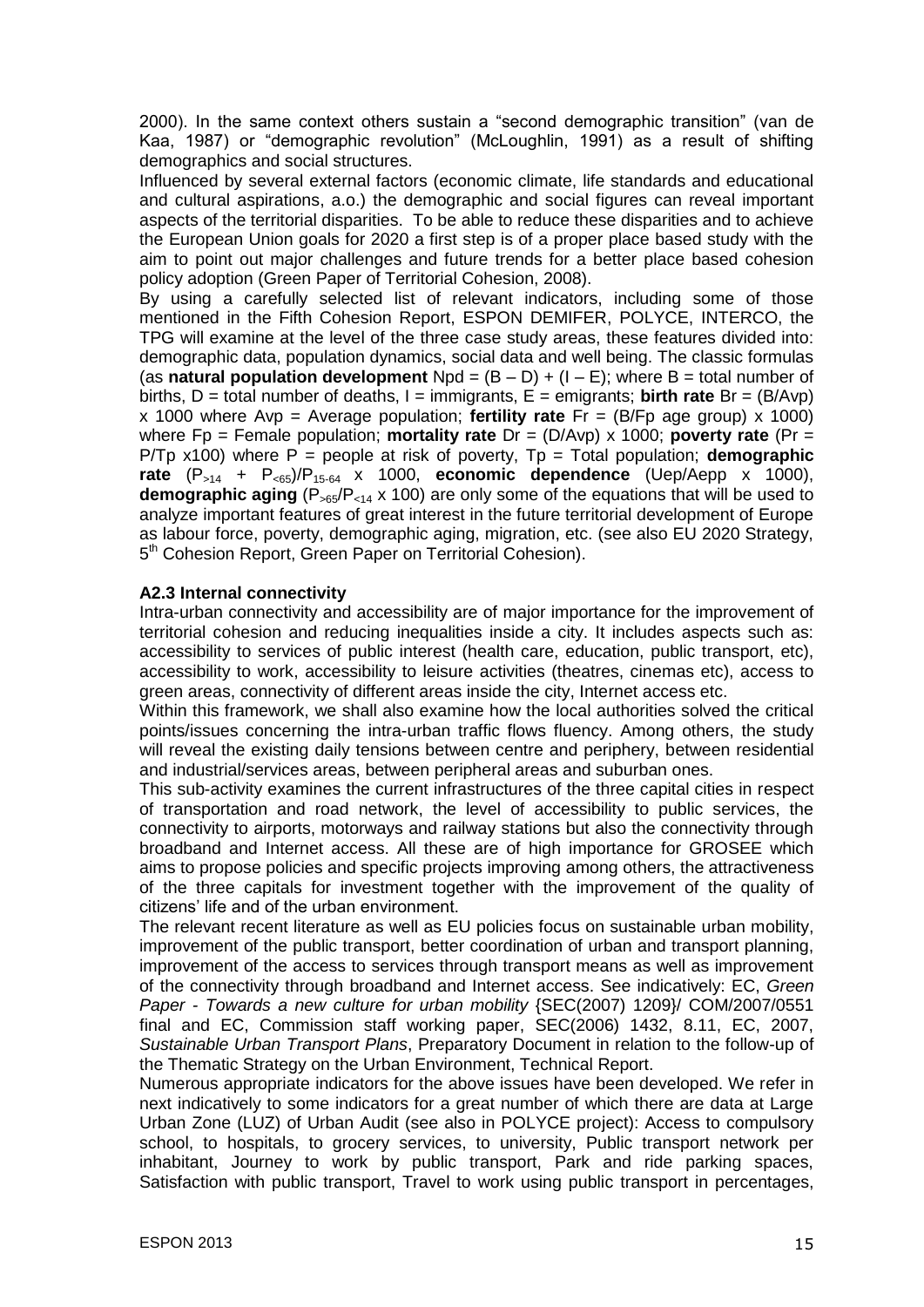2000). In the same context others sustain a "second demographic transition" (van de Kaa, 1987) or "demographic revolution" (McLoughlin, 1991) as a result of shifting demographics and social structures.

Influenced by several external factors (economic climate, life standards and educational and cultural aspirations, a.o.) the demographic and social figures can reveal important aspects of the territorial disparities. To be able to reduce these disparities and to achieve the European Union goals for 2020 a first step is of a proper place based study with the aim to point out major challenges and future trends for a better place based cohesion policy adoption (Green Paper of Territorial Cohesion, 2008).

By using a carefully selected list of relevant indicators, including some of those mentioned in the Fifth Cohesion Report, ESPON DEMIFER, POLYCE, INTERCO, the TPG will examine at the level of the three case study areas, these features divided into: demographic data, population dynamics, social data and well being. The classic formulas (as **natural population development** $Npd = (B – D) + (I – E)$; where B = total number of births, D = total number of deaths, I = immigrants, E = emigrants; **birth rate** $Br = (B/Avp) \times 1000$ where Avp = Average population; **fertility rate** $Fr = (B/Fp \text{ age group}) \times 1000$) where Fp = Female population; **mortality rate** $Dr = (D/Avp) \times 1000$; **poverty rate** ($Pr = P/Tp \times 100$) where P = people at risk of poverty, Tp = Total population; **demographic rate** $(P_{>14} + P_{<65})/P_{15\text{-}64} \times 1000$, **economic dependence** ($Uep/Aepp \times 1000$), **demographic aging** ($P_{>65}/P_{<14} \times 100$) are only some of the equations that will be used to analyze important features of great interest in the future territorial development of Europe as labour force, poverty, demographic aging, migration, etc. (see also EU 2020 Strategy, 5th Cohesion Report, Green Paper on Territorial Cohesion).

### A2.3 Internal connectivity

Intra-urban connectivity and accessibility are of major importance for the improvement of territorial cohesion and reducing inequalities inside a city. It includes aspects such as: accessibility to services of public interest (health care, education, public transport, etc), accessibility to work, accessibility to leisure activities (theatres, cinemas etc), access to green areas, connectivity of different areas inside the city, Internet access etc.

Within this framework, we shall also examine how the local authorities solved the critical points/issues concerning the intra-urban traffic flows fluency. Among others, the study will reveal the existing daily tensions between centre and periphery, between residential and industrial/services areas, between peripheral areas and suburban ones.

This sub-activity examines the current infrastructures of the three capital cities in respect of transportation and road network, the level of accessibility to public services, the connectivity to airports, motorways and railway stations but also the connectivity through broadband and Internet access. All these are of high importance for GROSEE which aims to propose policies and specific projects improving among others, the attractiveness of the three capitals for investment together with the improvement of the quality of citizens' life and of the urban environment.

The relevant recent literature as well as EU policies focus on sustainable urban mobility, improvement of the public transport, better coordination of urban and transport planning, improvement of the access to services through transport means as well as improvement of the connectivity through broadband and Internet access. See indicatively: EC, *Green Paper - Towards a new culture for urban mobility* {SEC(2007) 1209}/ COM/2007/0551 final and EC, Commission staff working paper, SEC(2006) 1432, 8.11, EC, 2007, *Sustainable Urban Transport Plans*, Preparatory Document in relation to the follow-up of the Thematic Strategy on the Urban Environment, Technical Report.

Numerous appropriate indicators for the above issues have been developed. We refer in next indicatively to some indicators for a great number of which there are data at Large Urban Zone (LUZ) of Urban Audit (see also in POLYCE project): Access to compulsory school, to hospitals, to grocery services, to university, Public transport network per inhabitant, Journey to work by public transport, Park and ride parking spaces, Satisfaction with public transport, Travel to work using public transport in percentages,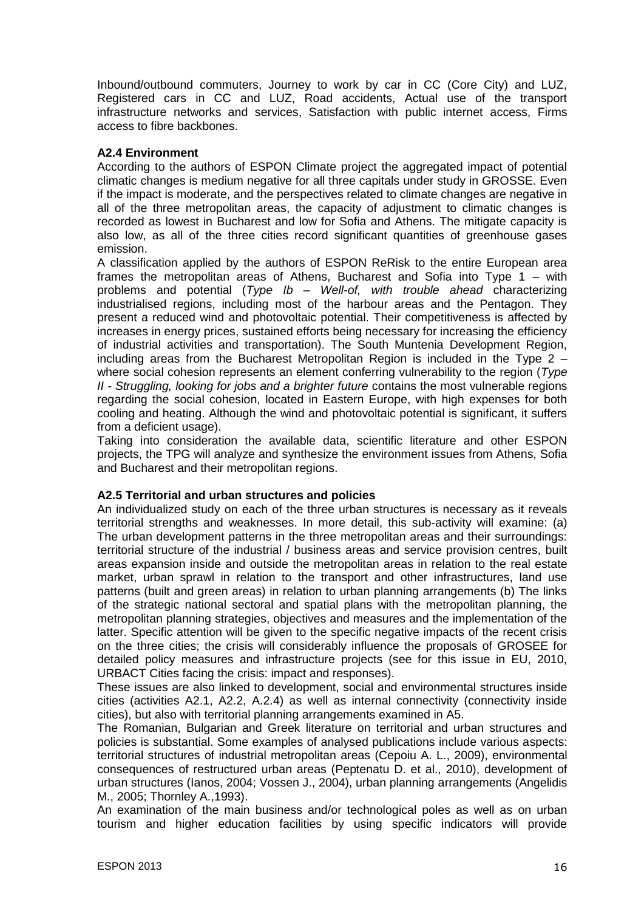Inbound/outbound commuters, Journey to work by car in CC (Core City) and LUZ, Registered cars in CC and LUZ, Road accidents, Actual use of the transport infrastructure networks and services, Satisfaction with public internet access, Firms access to fibre backbones.

**A2.4 Environment**

According to the authors of ESPON Climate project the aggregated impact of potential climatic changes is medium negative for all three capitals under study in GROSSE. Even if the impact is moderate, and the perspectives related to climate changes are negative in all of the three metropolitan areas, the capacity of adjustment to climatic changes is recorded as lowest in Bucharest and low for Sofia and Athens. The mitigate capacity is also low, as all of the three cities record significant quantities of greenhouse gases emission.

A classification applied by the authors of ESPON ReRisk to the entire European area frames the metropolitan areas of Athens, Bucharest and Sofia into Type 1 – with problems and potential (*Type Ib – Well-of, with trouble ahead* characterizing industrialised regions, including most of the harbour areas and the Pentagon. They present a reduced wind and photovoltaic potential. Their competitiveness is affected by increases in energy prices, sustained efforts being necessary for increasing the efficiency of industrial activities and transportation). The South Muntenia Development Region, including areas from the Bucharest Metropolitan Region is included in the Type 2 – where social cohesion represents an element conferring vulnerability to the region (*Type II - Struggling, looking for jobs and a brighter future* contains the most vulnerable regions regarding the social cohesion, located in Eastern Europe, with high expenses for both cooling and heating. Although the wind and photovoltaic potential is significant, it suffers from a deficient usage).

Taking into consideration the available data, scientific literature and other ESPON projects, the TPG will analyze and synthesize the environment issues from Athens, Sofia and Bucharest and their metropolitan regions.

**A2.5 Territorial and urban structures and policies**

An individualized study on each of the three urban structures is necessary as it reveals territorial strengths and weaknesses. In more detail, this sub-activity will examine: (a) The urban development patterns in the three metropolitan areas and their surroundings: territorial structure of the industrial / business areas and service provision centres, built areas expansion inside and outside the metropolitan areas in relation to the real estate market, urban sprawl in relation to the transport and other infrastructures, land use patterns (built and green areas) in relation to urban planning arrangements (b) The links of the strategic national sectoral and spatial plans with the metropolitan planning, the metropolitan planning strategies, objectives and measures and the implementation of the latter. Specific attention will be given to the specific negative impacts of the recent crisis on the three cities; the crisis will considerably influence the proposals of GROSEE for detailed policy measures and infrastructure projects (see for this issue in EU, 2010, URBACT Cities facing the crisis: impact and responses).

These issues are also linked to development, social and environmental structures inside cities (activities A2.1, A2.2, A.2.4) as well as internal connectivity (connectivity inside cities), but also with territorial planning arrangements examined in A5.

The Romanian, Bulgarian and Greek literature on territorial and urban structures and policies is substantial. Some examples of analysed publications include various aspects: territorial structures of industrial metropolitan areas (Cepoiu A. L., 2009), environmental consequences of restructured urban areas (Peptenatu D. et al., 2010), development of urban structures (Ianos, 2004; Vossen J., 2004), urban planning arrangements (Angelidis M., 2005; Thornley A.,1993).

An examination of the main business and/or technological poles as well as on urban tourism and higher education facilities by using specific indicators will provide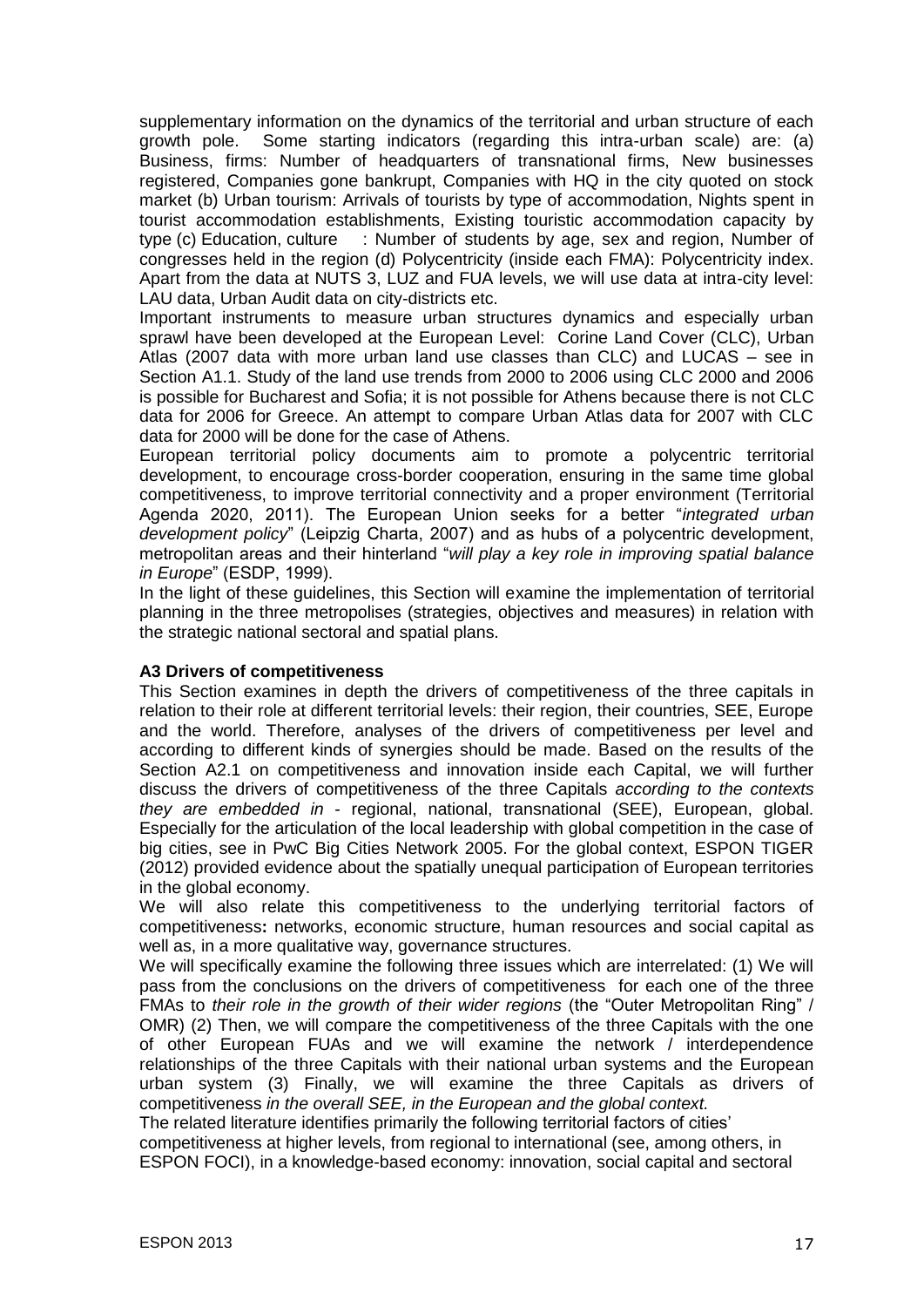supplementary information on the dynamics of the territorial and urban structure of each growth pole. Some starting indicators (regarding this intra-urban scale) are: (a) Business, firms: Number of headquarters of transnational firms, New businesses registered, Companies gone bankrupt, Companies with HQ in the city quoted on stock market (b) Urban tourism: Arrivals of tourists by type of accommodation, Nights spent in tourist accommodation establishments, Existing touristic accommodation capacity by type (c) Education, culture : Number of students by age, sex and region, Number of congresses held in the region (d) Polycentricity (inside each FMA): Polycentricity index. Apart from the data at NUTS 3, LUZ and FUA levels, we will use data at intra-city level: LAU data, Urban Audit data on city-districts etc.

Important instruments to measure urban structures dynamics and especially urban sprawl have been developed at the European Level: Corine Land Cover (CLC), Urban Atlas (2007 data with more urban land use classes than CLC) and LUCAS – see in Section A1.1. Study of the land use trends from 2000 to 2006 using CLC 2000 and 2006 is possible for Bucharest and Sofia; it is not possible for Athens because there is not CLC data for 2006 for Greece. An attempt to compare Urban Atlas data for 2007 with CLC data for 2000 will be done for the case of Athens.

European territorial policy documents aim to promote a polycentric territorial development, to encourage cross-border cooperation, ensuring in the same time global competitiveness, to improve territorial connectivity and a proper environment (Territorial Agenda 2020, 2011). The European Union seeks for a better "*integrated urban development policy*" (Leipzig Charta, 2007) and as hubs of a polycentric development, metropolitan areas and their hinterland "*will play a key role in improving spatial balance in Europe*" (ESDP, 1999).

In the light of these guidelines, this Section will examine the implementation of territorial planning in the three metropolises (strategies, objectives and measures) in relation with the strategic national sectoral and spatial plans.

**A3 Drivers of competitiveness**

This Section examines in depth the drivers of competitiveness of the three capitals in relation to their role at different territorial levels: their region, their countries, SEE, Europe and the world. Therefore, analyses of the drivers of competitiveness per level and according to different kinds of synergies should be made. Based on the results of the Section A2.1 on competitiveness and innovation inside each Capital, we will further discuss the drivers of competitiveness of the three Capitals *according to the contexts they are embedded in* - regional, national, transnational (SEE), European, global. Especially for the articulation of the local leadership with global competition in the case of big cities, see in PwC Big Cities Network 2005. For the global context, ESPON TIGER (2012) provided evidence about the spatially unequal participation of European territories in the global economy.

We will also relate this competitiveness to the underlying territorial factors of competitiveness**:** networks, economic structure, human resources and social capital as well as, in a more qualitative way, governance structures.

We will specifically examine the following three issues which are interrelated: (1) We will pass from the conclusions on the drivers of competitiveness for each one of the three FMAs to *their role in the growth of their wider regions* (the "Outer Metropolitan Ring" / OMR) (2) Then, we will compare the competitiveness of the three Capitals with the one of other European FUAs and we will examine the network / interdependence relationships of the three Capitals with their national urban systems and the European urban system (3) Finally, we will examine the three Capitals as drivers of competitiveness *in the overall SEE, in the European and the global context.*

The related literature identifies primarily the following territorial factors of cities' competitiveness at higher levels, from regional to international (see, among others, in ESPON FOCI), in a knowledge-based economy: innovation, social capital and sectoral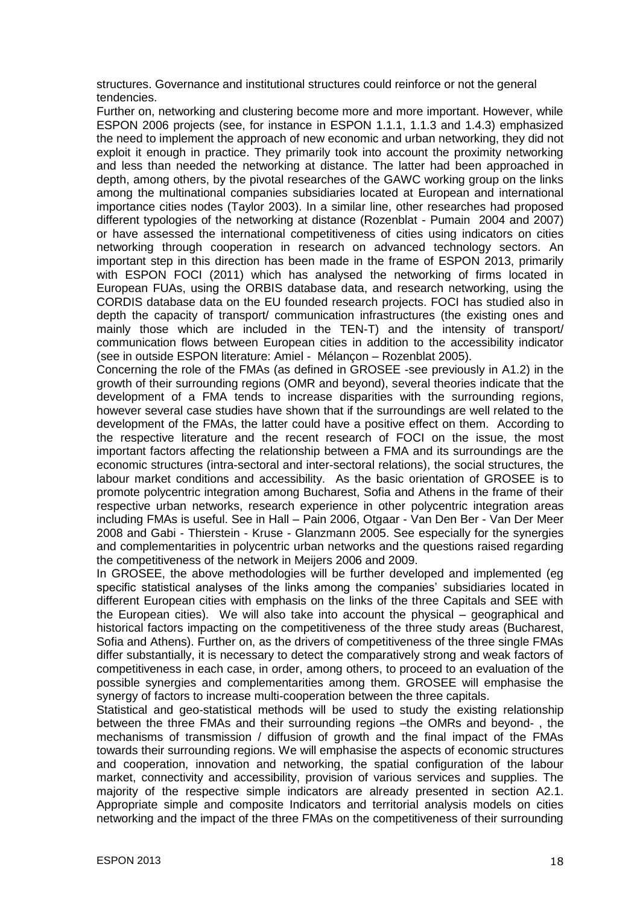structures. Governance and institutional structures could reinforce or not the general tendencies.

Further on, networking and clustering become more and more important. However, while ESPON 2006 projects (see, for instance in ESPON 1.1.1, 1.1.3 and 1.4.3) emphasized the need to implement the approach of new economic and urban networking, they did not exploit it enough in practice. They primarily took into account the proximity networking and less than needed the networking at distance. The latter had been approached in depth, among others, by the pivotal researches of the GAWC working group on the links among the multinational companies subsidiaries located at European and international importance cities nodes (Taylor 2003). In a similar line, other researches had proposed different typologies of the networking at distance (Rozenblat - Pumain 2004 and 2007) or have assessed the international competitiveness of cities using indicators on cities networking through cooperation in research on advanced technology sectors. An important step in this direction has been made in the frame of ESPON 2013, primarily with ESPON FOCI (2011) which has analysed the networking of firms located in European FUAs, using the ORBIS database data, and research networking, using the CORDIS database data on the EU founded research projects. FOCI has studied also in depth the capacity of transport/ communication infrastructures (the existing ones and mainly those which are included in the TEN-T) and the intensity of transport/ communication flows between European cities in addition to the accessibility indicator (see in outside ESPON literature: Amiel - Mélançon – Rozenblat 2005).

Concerning the role of the FMAs (as defined in GROSEE -see previously in A1.2) in the growth of their surrounding regions (OMR and beyond), several theories indicate that the development of a FMA tends to increase disparities with the surrounding regions, however several case studies have shown that if the surroundings are well related to the development of the FMAs, the latter could have a positive effect on them. According to the respective literature and the recent research of FOCI on the issue, the most important factors affecting the relationship between a FMA and its surroundings are the economic structures (intra-sectoral and inter-sectoral relations), the social structures, the labour market conditions and accessibility. As the basic orientation of GROSEE is to promote polycentric integration among Bucharest, Sofia and Athens in the frame of their respective urban networks, research experience in other polycentric integration areas including FMAs is useful. See in Hall – Pain 2006, Otgaar - Van Den Ber - Van Der Meer 2008 and Gabi - Thierstein - Kruse - Glanzmann 2005. See especially for the synergies and complementarities in polycentric urban networks and the questions raised regarding the competitiveness of the network in Meijers 2006 and 2009.

In GROSEE, the above methodologies will be further developed and implemented (eg specific statistical analyses of the links among the companies' subsidiaries located in different European cities with emphasis on the links of the three Capitals and SEE with the European cities). We will also take into account the physical – geographical and historical factors impacting on the competitiveness of the three study areas (Bucharest, Sofia and Athens). Further on, as the drivers of competitiveness of the three single FMAs differ substantially, it is necessary to detect the comparatively strong and weak factors of competitiveness in each case, in order, among others, to proceed to an evaluation of the possible synergies and complementarities among them. GROSEE will emphasise the synergy of factors to increase multi-cooperation between the three capitals.

Statistical and geo-statistical methods will be used to study the existing relationship between the three FMAs and their surrounding regions –the OMRs and beyond- , the mechanisms of transmission / diffusion of growth and the final impact of the FMAs towards their surrounding regions. We will emphasise the aspects of economic structures and cooperation, innovation and networking, the spatial configuration of the labour market, connectivity and accessibility, provision of various services and supplies. The majority of the respective simple indicators are already presented in section A2.1. Appropriate simple and composite Indicators and territorial analysis models on cities networking and the impact of the three FMAs on the competitiveness of their surrounding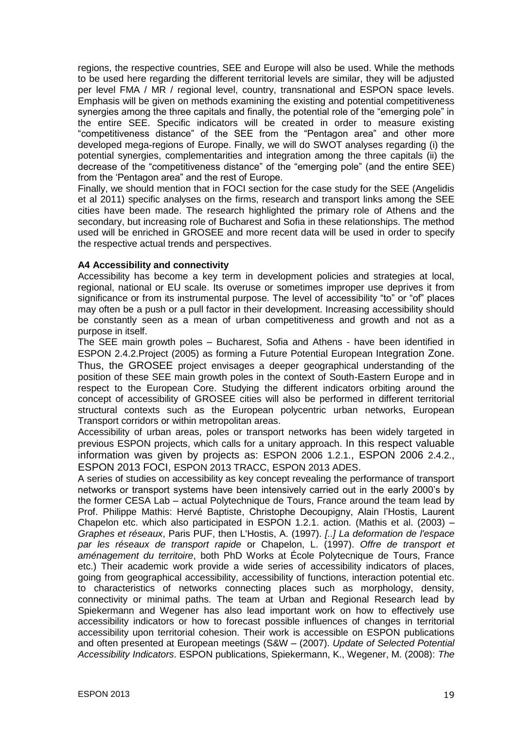regions, the respective countries, SEE and Europe will also be used. While the methods to be used here regarding the different territorial levels are similar, they will be adjusted per level FMA / MR / regional level, country, transnational and ESPON space levels. Emphasis will be given on methods examining the existing and potential competitiveness synergies among the three capitals and finally, the potential role of the "emerging pole" in the entire SEE. Specific indicators will be created in order to measure existing "competitiveness distance" of the SEE from the "Pentagon area" and other more developed mega-regions of Europe. Finally, we will do SWOT analyses regarding (i) the potential synergies, complementarities and integration among the three capitals (ii) the decrease of the "competitiveness distance" of the "emerging pole" (and the entire SEE) from the 'Pentagon area" and the rest of Europe.

Finally, we should mention that in FOCI section for the case study for the SEE (Angelidis et al 2011) specific analyses on the firms, research and transport links among the SEE cities have been made. The research highlighted the primary role of Athens and the secondary, but increasing role of Bucharest and Sofia in these relationships. The method used will be enriched in GROSEE and more recent data will be used in order to specify the respective actual trends and perspectives.

**A4 Accessibility and connectivity**

Accessibility has become a key term in development policies and strategies at local, regional, national or EU scale. Its overuse or sometimes improper use deprives it from significance or from its instrumental purpose. The level of accessibility "to" or "of" places may often be a push or a pull factor in their development. Increasing accessibility should be constantly seen as a mean of urban competitiveness and growth and not as a purpose in itself.

The SEE main growth poles – Bucharest, Sofia and Athens - have been identified in ESPON 2.4.2.Project (2005) as forming a Future Potential European Integration Zone. Thus, the GROSEE project envisages a deeper geographical understanding of the position of these SEE main growth poles in the context of South-Eastern Europe and in respect to the European Core. Studying the different indicators orbiting around the concept of accessibility of GROSEE cities will also be performed in different territorial structural contexts such as the European polycentric urban networks, European Transport corridors or within metropolitan areas.

Accessibility of urban areas, poles or transport networks has been widely targeted in previous ESPON projects, which calls for a unitary approach. In this respect valuable information was given by projects as: ESPON 2006 1.2.1., ESPON 2006 2.4.2., ESPON 2013 FOCI, ESPON 2013 TRACC, ESPON 2013 ADES.

A series of studies on accessibility as key concept revealing the performance of transport networks or transport systems have been intensively carried out in the early 2000's by the former CESA Lab – actual Polytechnique de Tours, France around the team lead by Prof. Philippe Mathis: Hervé Baptiste, Christophe Decoupigny, Alain l'Hostis, Laurent Chapelon etc. which also participated in ESPON 1.2.1. action. (Mathis et al. (2003) – *Graphes et réseaux*, Paris PUF, then L'Hostis, A. (1997). *[..] La deformation de l'espace par les réseaux de transport rapide* or Chapelon, L. (1997). *Offre de transport et aménagement du territoire*, both PhD Works at École Polytecnique de Tours, France etc.) Their academic work provide a wide series of accessibility indicators of places, going from geographical accessibility, accessibility of functions, interaction potential etc. to characteristics of networks connecting places such as morphology, density, connectivity or minimal paths. The team at Urban and Regional Research lead by Spiekermann and Wegener has also lead important work on how to effectively use accessibility indicators or how to forecast possible influences of changes in territorial accessibility upon territorial cohesion. Their work is accessible on ESPON publications and often presented at European meetings (S&W – (2007). *Update of Selected Potential Accessibility Indicators*. ESPON publications, Spiekermann, K., Wegener, M. (2008): *The*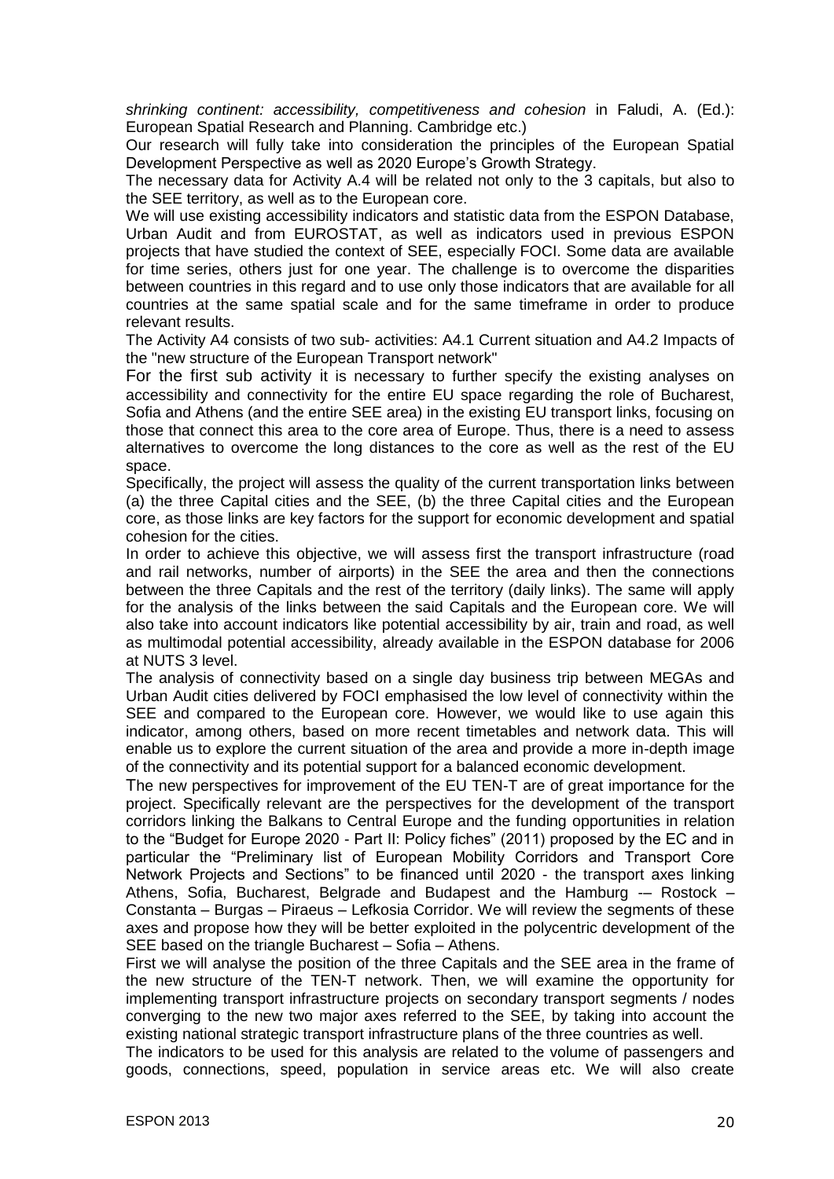*shrinking continent: accessibility, competitiveness and cohesion* in Faludi, A. (Ed.): European Spatial Research and Planning. Cambridge etc.)

Our research will fully take into consideration the principles of the European Spatial Development Perspective as well as 2020 Europe's Growth Strategy.

The necessary data for Activity A.4 will be related not only to the 3 capitals, but also to the SEE territory, as well as to the European core.

We will use existing accessibility indicators and statistic data from the ESPON Database, Urban Audit and from EUROSTAT, as well as indicators used in previous ESPON projects that have studied the context of SEE, especially FOCI. Some data are available for time series, others just for one year. The challenge is to overcome the disparities between countries in this regard and to use only those indicators that are available for all countries at the same spatial scale and for the same timeframe in order to produce relevant results.

The Activity A4 consists of two sub- activities: A4.1 Current situation and A4.2 Impacts of the "new structure of the European Transport network"

For the first sub activity it is necessary to further specify the existing analyses on accessibility and connectivity for the entire EU space regarding the role of Bucharest, Sofia and Athens (and the entire SEE area) in the existing EU transport links, focusing on those that connect this area to the core area of Europe. Thus, there is a need to assess alternatives to overcome the long distances to the core as well as the rest of the EU space.

Specifically, the project will assess the quality of the current transportation links between (a) the three Capital cities and the SEE, (b) the three Capital cities and the European core, as those links are key factors for the support for economic development and spatial cohesion for the cities.

In order to achieve this objective, we will assess first the transport infrastructure (road and rail networks, number of airports) in the SEE the area and then the connections between the three Capitals and the rest of the territory (daily links). The same will apply for the analysis of the links between the said Capitals and the European core. We will also take into account indicators like potential accessibility by air, train and road, as well as multimodal potential accessibility, already available in the ESPON database for 2006 at NUTS 3 level.

The analysis of connectivity based on a single day business trip between MEGAs and Urban Audit cities delivered by FOCI emphasised the low level of connectivity within the SEE and compared to the European core. However, we would like to use again this indicator, among others, based on more recent timetables and network data. This will enable us to explore the current situation of the area and provide a more in-depth image of the connectivity and its potential support for a balanced economic development.

The new perspectives for improvement of the EU TEN-T are of great importance for the project. Specifically relevant are the perspectives for the development of the transport corridors linking the Balkans to Central Europe and the funding opportunities in relation to the "Budget for Europe 2020 - Part II: Policy fiches" (2011) proposed by the EC and in particular the "Preliminary list of European Mobility Corridors and Transport Core Network Projects and Sections" to be financed until 2020 - the transport axes linking Athens, Sofia, Bucharest, Belgrade and Budapest and the Hamburg -– Rostock – Constanta – Burgas – Piraeus – Lefkosia Corridor. We will review the segments of these axes and propose how they will be better exploited in the polycentric development of the SEE based on the triangle Bucharest – Sofia – Athens.

First we will analyse the position of the three Capitals and the SEE area in the frame of the new structure of the TEN-T network. Then, we will examine the opportunity for implementing transport infrastructure projects on secondary transport segments / nodes converging to the new two major axes referred to the SEE, by taking into account the existing national strategic transport infrastructure plans of the three countries as well.

The indicators to be used for this analysis are related to the volume of passengers and goods, connections, speed, population in service areas etc. We will also create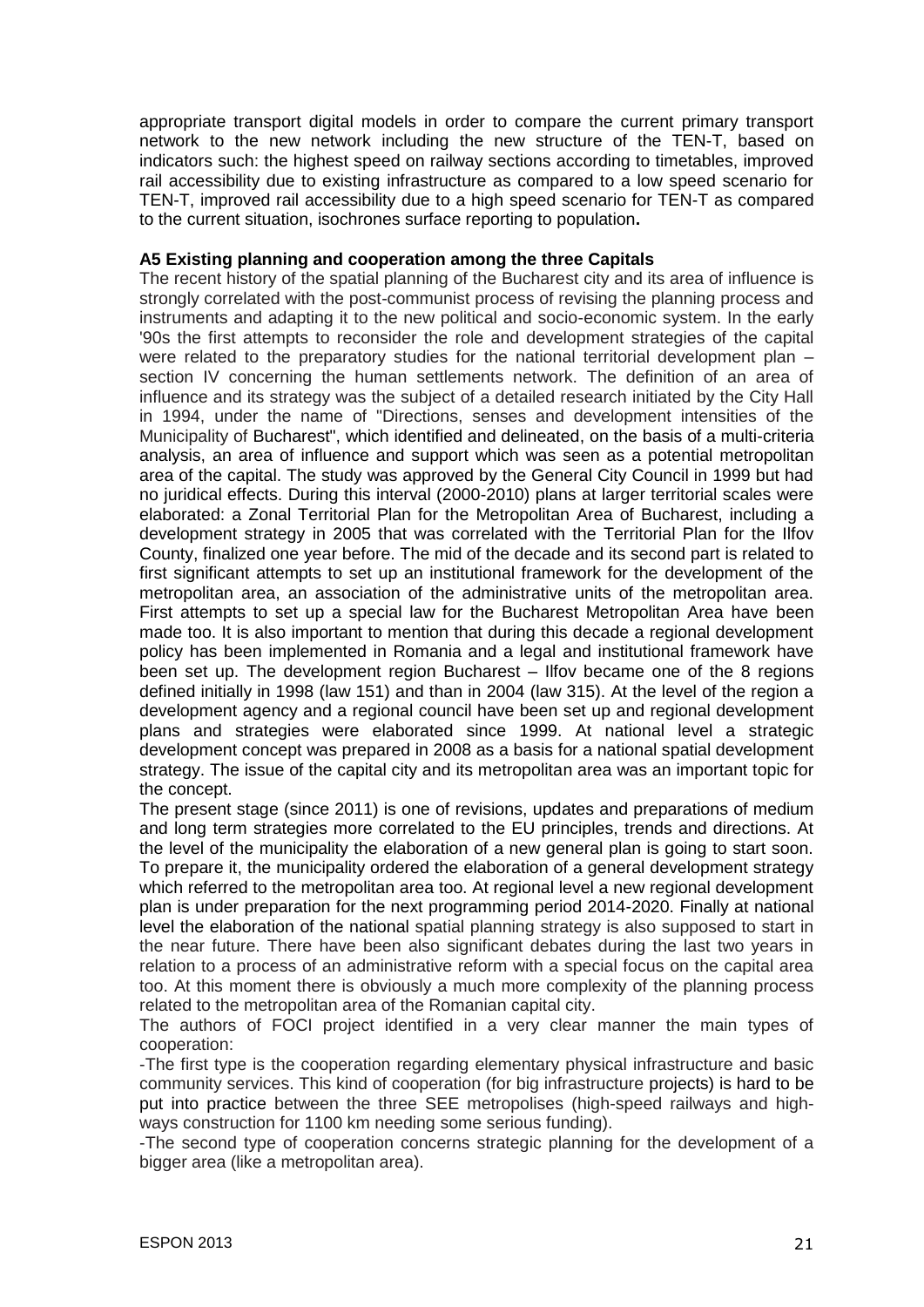appropriate transport digital models in order to compare the current primary transport network to the new network including the new structure of the TEN-T, based on indicators such: the highest speed on railway sections according to timetables, improved rail accessibility due to existing infrastructure as compared to a low speed scenario for TEN-T, improved rail accessibility due to a high speed scenario for TEN-T as compared to the current situation, isochrones surface reporting to population**.**

**A5 Existing planning and cooperation among the three Capitals**

The recent history of the spatial planning of the Bucharest city and its area of influence is strongly correlated with the post-communist process of revising the planning process and instruments and adapting it to the new political and socio-economic system. In the early '90s the first attempts to reconsider the role and development strategies of the capital were related to the preparatory studies for the national territorial development plan – section IV concerning the human settlements network. The definition of an area of influence and its strategy was the subject of a detailed research initiated by the City Hall in 1994, under the name of "Directions, senses and development intensities of the Municipality of Bucharest", which identified and delineated, on the basis of a multi-criteria analysis, an area of influence and support which was seen as a potential metropolitan area of the capital. The study was approved by the General City Council in 1999 but had no juridical effects. During this interval (2000-2010) plans at larger territorial scales were elaborated: a Zonal Territorial Plan for the Metropolitan Area of Bucharest, including a development strategy in 2005 that was correlated with the Territorial Plan for the Ilfov County, finalized one year before. The mid of the decade and its second part is related to first significant attempts to set up an institutional framework for the development of the metropolitan area, an association of the administrative units of the metropolitan area. First attempts to set up a special law for the Bucharest Metropolitan Area have been made too. It is also important to mention that during this decade a regional development policy has been implemented in Romania and a legal and institutional framework have been set up. The development region Bucharest – Ilfov became one of the 8 regions defined initially in 1998 (law 151) and than in 2004 (law 315). At the level of the region a development agency and a regional council have been set up and regional development plans and strategies were elaborated since 1999. At national level a strategic development concept was prepared in 2008 as a basis for a national spatial development strategy. The issue of the capital city and its metropolitan area was an important topic for the concept.

The present stage (since 2011) is one of revisions, updates and preparations of medium and long term strategies more correlated to the EU principles, trends and directions. At the level of the municipality the elaboration of a new general plan is going to start soon. To prepare it, the municipality ordered the elaboration of a general development strategy which referred to the metropolitan area too. At regional level a new regional development plan is under preparation for the next programming period 2014-2020. Finally at national level the elaboration of the national spatial planning strategy is also supposed to start in the near future. There have been also significant debates during the last two years in relation to a process of an administrative reform with a special focus on the capital area too. At this moment there is obviously a much more complexity of the planning process related to the metropolitan area of the Romanian capital city.

The authors of FOCI project identified in a very clear manner the main types of cooperation:

-The first type is the cooperation regarding elementary physical infrastructure and basic community services. This kind of cooperation (for big infrastructure projects) is hard to be put into practice between the three SEE metropolises (high-speed railways and high-ways construction for 1100 km needing some serious funding).

-The second type of cooperation concerns strategic planning for the development of a bigger area (like a metropolitan area).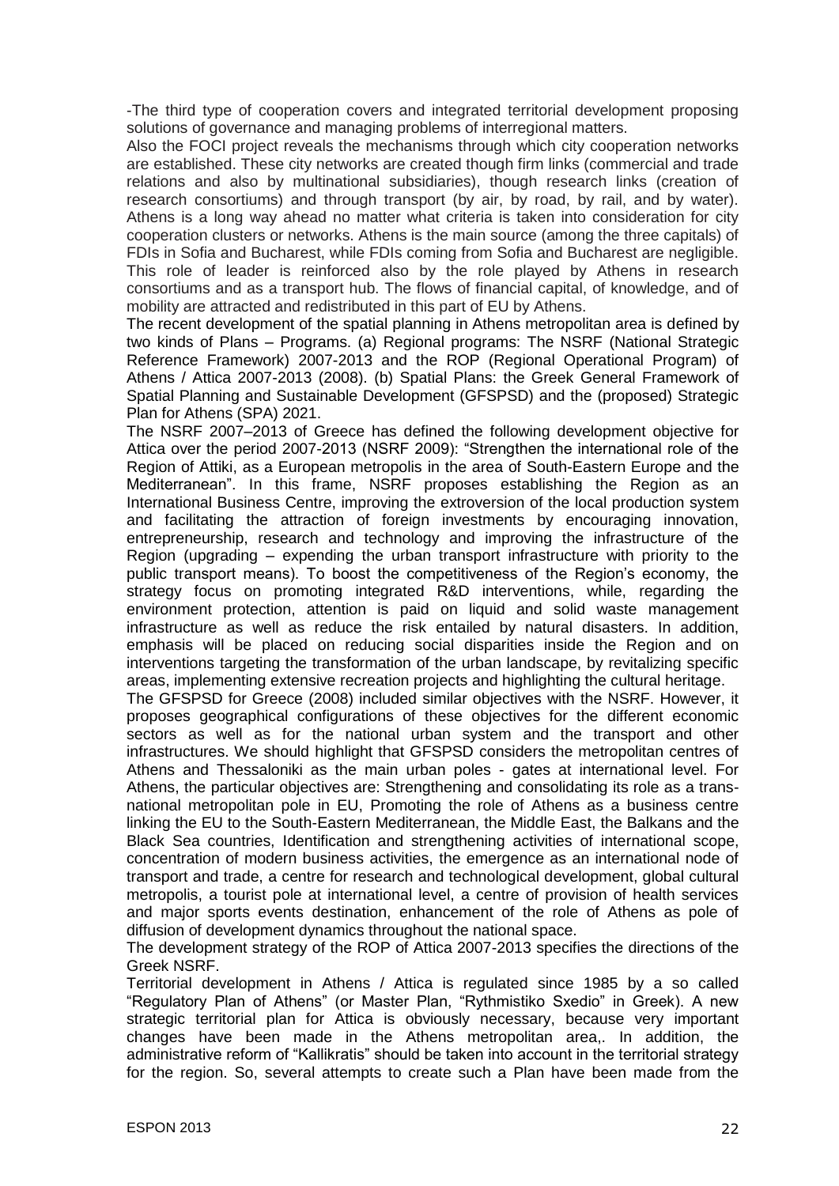-The third type of cooperation covers and integrated territorial development proposing solutions of governance and managing problems of interregional matters.

Also the FOCI project reveals the mechanisms through which city cooperation networks are established. These city networks are created though firm links (commercial and trade relations and also by multinational subsidiaries), though research links (creation of research consortiums) and through transport (by air, by road, by rail, and by water). Athens is a long way ahead no matter what criteria is taken into consideration for city cooperation clusters or networks. Athens is the main source (among the three capitals) of FDIs in Sofia and Bucharest, while FDIs coming from Sofia and Bucharest are negligible. This role of leader is reinforced also by the role played by Athens in research consortiums and as a transport hub. The flows of financial capital, of knowledge, and of mobility are attracted and redistributed in this part of EU by Athens.

The recent development of the spatial planning in Athens metropolitan area is defined by two kinds of Plans – Programs. (a) Regional programs: The NSRF (National Strategic Reference Framework) 2007-2013 and the ROP (Regional Operational Program) of Athens / Attica 2007-2013 (2008). (b) Spatial Plans: the Greek General Framework of Spatial Planning and Sustainable Development (GFSPSD) and the (proposed) Strategic Plan for Athens (SPA) 2021.

The NSRF 2007–2013 of Greece has defined the following development objective for Attica over the period 2007-2013 (NSRF 2009): "Strengthen the international role of the Region of Attiki, as a European metropolis in the area of South-Eastern Europe and the Mediterranean". In this frame, NSRF proposes establishing the Region as an International Business Centre, improving the extroversion of the local production system and facilitating the attraction of foreign investments by encouraging innovation, entrepreneurship, research and technology and improving the infrastructure of the Region (upgrading – expending the urban transport infrastructure with priority to the public transport means). To boost the competitiveness of the Region's economy, the strategy focus on promoting integrated R&D interventions, while, regarding the environment protection, attention is paid on liquid and solid waste management infrastructure as well as reduce the risk entailed by natural disasters. In addition, emphasis will be placed on reducing social disparities inside the Region and on interventions targeting the transformation of the urban landscape, by revitalizing specific areas, implementing extensive recreation projects and highlighting the cultural heritage.

The GFSPSD for Greece (2008) included similar objectives with the NSRF. However, it proposes geographical configurations of these objectives for the different economic sectors as well as for the national urban system and the transport and other infrastructures. We should highlight that GFSPSD considers the metropolitan centres of Athens and Thessaloniki as the main urban poles - gates at international level. For Athens, the particular objectives are: Strengthening and consolidating its role as a trans-national metropolitan pole in EU, Promoting the role of Athens as a business centre linking the EU to the South-Eastern Mediterranean, the Middle East, the Balkans and the Black Sea countries, Identification and strengthening activities of international scope, concentration of modern business activities, the emergence as an international node of transport and trade, a centre for research and technological development, global cultural metropolis, a tourist pole at international level, a centre of provision of health services and major sports events destination, enhancement of the role of Athens as pole of diffusion of development dynamics throughout the national space.

The development strategy of the ROP of Attica 2007-2013 specifies the directions of the Greek NSRF.

Territorial development in Athens / Attica is regulated since 1985 by a so called "Regulatory Plan of Athens" (or Master Plan, "Rythmistiko Sxedio" in Greek). A new strategic territorial plan for Attica is obviously necessary, because very important changes have been made in the Athens metropolitan area,. In addition, the administrative reform of "Kallikratis" should be taken into account in the territorial strategy for the region. So, several attempts to create such a Plan have been made from the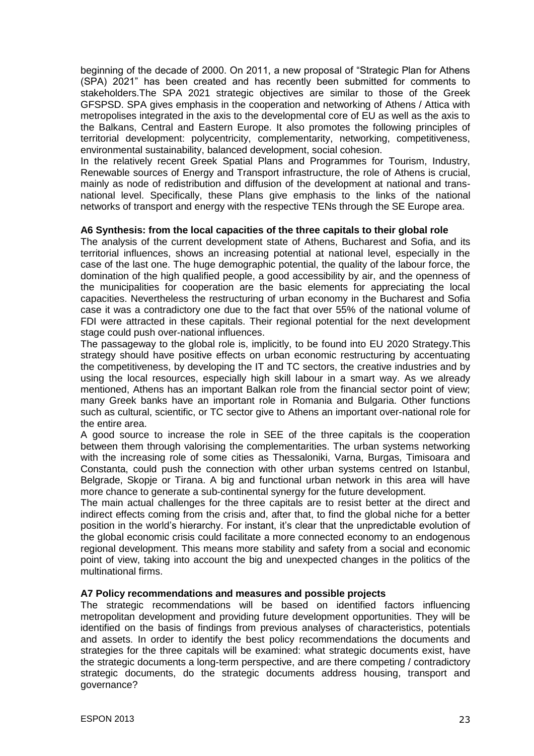beginning of the decade of 2000. On 2011, a new proposal of "Strategic Plan for Athens (SPA) 2021" has been created and has recently been submitted for comments to stakeholders.The SPA 2021 strategic objectives are similar to those of the Greek GFSPSD. SPA gives emphasis in the cooperation and networking of Athens / Attica with metropolises integrated in the axis to the developmental core of EU as well as the axis to the Balkans, Central and Eastern Europe. It also promotes the following principles of territorial development: polycentricity, complementarity, networking, competitiveness, environmental sustainability, balanced development, social cohesion.

In the relatively recent Greek Spatial Plans and Programmes for Tourism, Industry, Renewable sources of Energy and Transport infrastructure, the role of Athens is crucial, mainly as node of redistribution and diffusion of the development at national and trans-national level. Specifically, these Plans give emphasis to the links of the national networks of transport and energy with the respective TENs through the SE Europe area.

**A6 Synthesis: from the local capacities of the three capitals to their global role**

The analysis of the current development state of Athens, Bucharest and Sofia, and its territorial influences, shows an increasing potential at national level, especially in the case of the last one. The huge demographic potential, the quality of the labour force, the domination of the high qualified people, a good accessibility by air, and the openness of the municipalities for cooperation are the basic elements for appreciating the local capacities. Nevertheless the restructuring of urban economy in the Bucharest and Sofia case it was a contradictory one due to the fact that over 55% of the national volume of FDI were attracted in these capitals. Their regional potential for the next development stage could push over-national influences.

The passageway to the global role is, implicitly, to be found into EU 2020 Strategy.This strategy should have positive effects on urban economic restructuring by accentuating the competitiveness, by developing the IT and TC sectors, the creative industries and by using the local resources, especially high skill labour in a smart way. As we already mentioned, Athens has an important Balkan role from the financial sector point of view; many Greek banks have an important role in Romania and Bulgaria. Other functions such as cultural, scientific, or TC sector give to Athens an important over-national role for the entire area.

A good source to increase the role in SEE of the three capitals is the cooperation between them through valorising the complementarities. The urban systems networking with the increasing role of some cities as Thessaloniki, Varna, Burgas, Timisoara and Constanta, could push the connection with other urban systems centred on Istanbul, Belgrade, Skopje or Tirana. A big and functional urban network in this area will have more chance to generate a sub-continental synergy for the future development.

The main actual challenges for the three capitals are to resist better at the direct and indirect effects coming from the crisis and, after that, to find the global niche for a better position in the world's hierarchy. For instant, it's clear that the unpredictable evolution of the global economic crisis could facilitate a more connected economy to an endogenous regional development. This means more stability and safety from a social and economic point of view, taking into account the big and unexpected changes in the politics of the multinational firms.

**A7 Policy recommendations and measures and possible projects**

The strategic recommendations will be based on identified factors influencing metropolitan development and providing future development opportunities. They will be identified on the basis of findings from previous analyses of characteristics, potentials and assets. In order to identify the best policy recommendations the documents and strategies for the three capitals will be examined: what strategic documents exist, have the strategic documents a long-term perspective, and are there competing / contradictory strategic documents, do the strategic documents address housing, transport and governance?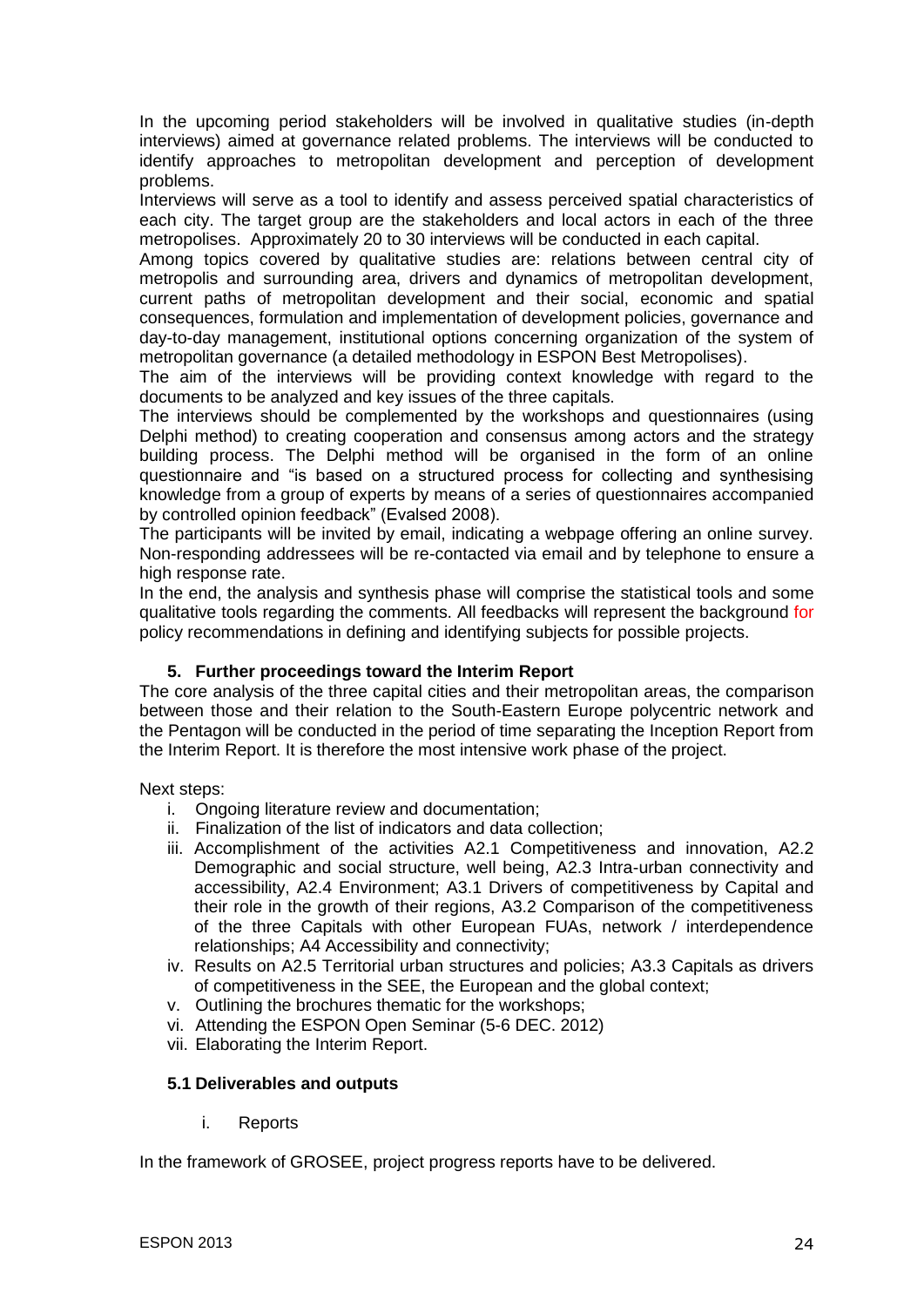In the upcoming period stakeholders will be involved in qualitative studies (in-depth interviews) aimed at governance related problems. The interviews will be conducted to identify approaches to metropolitan development and perception of development problems.

Interviews will serve as a tool to identify and assess perceived spatial characteristics of each city. The target group are the stakeholders and local actors in each of the three metropolises. Approximately 20 to 30 interviews will be conducted in each capital.

Among topics covered by qualitative studies are: relations between central city of metropolis and surrounding area, drivers and dynamics of metropolitan development, current paths of metropolitan development and their social, economic and spatial consequences, formulation and implementation of development policies, governance and day-to-day management, institutional options concerning organization of the system of metropolitan governance (a detailed methodology in ESPON Best Metropolises).

The aim of the interviews will be providing context knowledge with regard to the documents to be analyzed and key issues of the three capitals.

The interviews should be complemented by the workshops and questionnaires (using Delphi method) to creating cooperation and consensus among actors and the strategy building process. The Delphi method will be organised in the form of an online questionnaire and "is based on a structured process for collecting and synthesising knowledge from a group of experts by means of a series of questionnaires accompanied by controlled opinion feedback" (Evalsed 2008).

The participants will be invited by email, indicating a webpage offering an online survey. Non-responding addressees will be re-contacted via email and by telephone to ensure a high response rate.

In the end, the analysis and synthesis phase will comprise the statistical tools and some qualitative tools regarding the comments. All feedbacks will represent the background for policy recommendations in defining and identifying subjects for possible projects.

## 5. Further proceedings toward the Interim Report

The core analysis of the three capital cities and their metropolitan areas, the comparison between those and their relation to the South-Eastern Europe polycentric network and the Pentagon will be conducted in the period of time separating the Inception Report from the Interim Report. It is therefore the most intensive work phase of the project.

Next steps:

i. Ongoing literature review and documentation;
ii. Finalization of the list of indicators and data collection;
iii. Accomplishment of the activities A2.1 Competitiveness and innovation, A2.2 Demographic and social structure, well being, A2.3 Intra-urban connectivity and accessibility, A2.4 Environment; A3.1 Drivers of competitiveness by Capital and their role in the growth of their regions, A3.2 Comparison of the competitiveness of the three Capitals with other European FUAs, network / interdependence relationships; A4 Accessibility and connectivity;
iv. Results on A2.5 Territorial urban structures and policies; A3.3 Capitals as drivers of competitiveness in the SEE, the European and the global context;
v. Outlining the brochures thematic for the workshops;
vi. Attending the ESPON Open Seminar (5-6 DEC. 2012)
vii. Elaborating the Interim Report.

### 5.1 Deliverables and outputs

i. Reports

In the framework of GROSEE, project progress reports have to be delivered.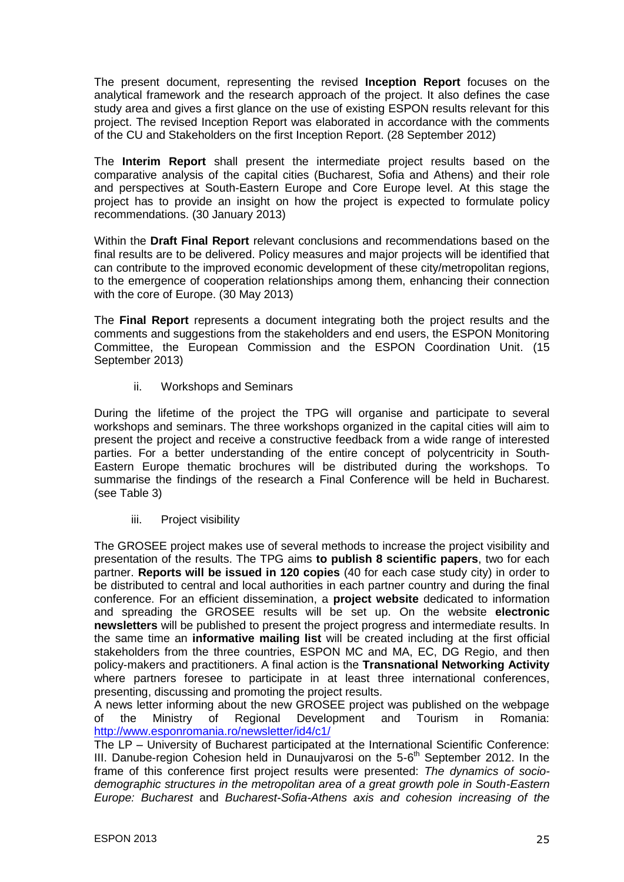The present document, representing the revised **Inception Report** focuses on the analytical framework and the research approach of the project. It also defines the case study area and gives a first glance on the use of existing ESPON results relevant for this project. The revised Inception Report was elaborated in accordance with the comments of the CU and Stakeholders on the first Inception Report. (28 September 2012)

The **Interim Report** shall present the intermediate project results based on the comparative analysis of the capital cities (Bucharest, Sofia and Athens) and their role and perspectives at South-Eastern Europe and Core Europe level. At this stage the project has to provide an insight on how the project is expected to formulate policy recommendations. (30 January 2013)

Within the **Draft Final Report** relevant conclusions and recommendations based on the final results are to be delivered. Policy measures and major projects will be identified that can contribute to the improved economic development of these city/metropolitan regions, to the emergence of cooperation relationships among them, enhancing their connection with the core of Europe. (30 May 2013)

The **Final Report** represents a document integrating both the project results and the comments and suggestions from the stakeholders and end users, the ESPON Monitoring Committee, the European Commission and the ESPON Coordination Unit. (15 September 2013)

ii. Workshops and Seminars

During the lifetime of the project the TPG will organise and participate to several workshops and seminars. The three workshops organized in the capital cities will aim to present the project and receive a constructive feedback from a wide range of interested parties. For a better understanding of the entire concept of polycentricity in South-Eastern Europe thematic brochures will be distributed during the workshops. To summarise the findings of the research a Final Conference will be held in Bucharest. (see Table 3)

iii. Project visibility

The GROSEE project makes use of several methods to increase the project visibility and presentation of the results. The TPG aims **to publish 8 scientific papers**, two for each partner. **Reports will be issued in 120 copies** (40 for each case study city) in order to be distributed to central and local authorities in each partner country and during the final conference. For an efficient dissemination, a **project website** dedicated to information and spreading the GROSEE results will be set up. On the website **electronic newsletters** will be published to present the project progress and intermediate results. In the same time an **informative mailing list** will be created including at the first official stakeholders from the three countries, ESPON MC and MA, EC, DG Regio, and then policy-makers and practitioners. A final action is the **Transnational Networking Activity** where partners foresee to participate in at least three international conferences, presenting, discussing and promoting the project results.

A news letter informing about the new GROSEE project was published on the webpage of the Ministry of Regional Development and Tourism in Romania: http://www.esponromania.ro/newsletter/id4/c1/

The LP – University of Bucharest participated at the International Scientific Conference: III. Danube-region Cohesion held in Dunaujvarosi on the 5-6th September 2012. In the frame of this conference first project results were presented: *The dynamics of socio-demographic structures in the metropolitan area of a great growth pole in South-Eastern Europe: Bucharest* and *Bucharest-Sofia-Athens axis and cohesion increasing of the*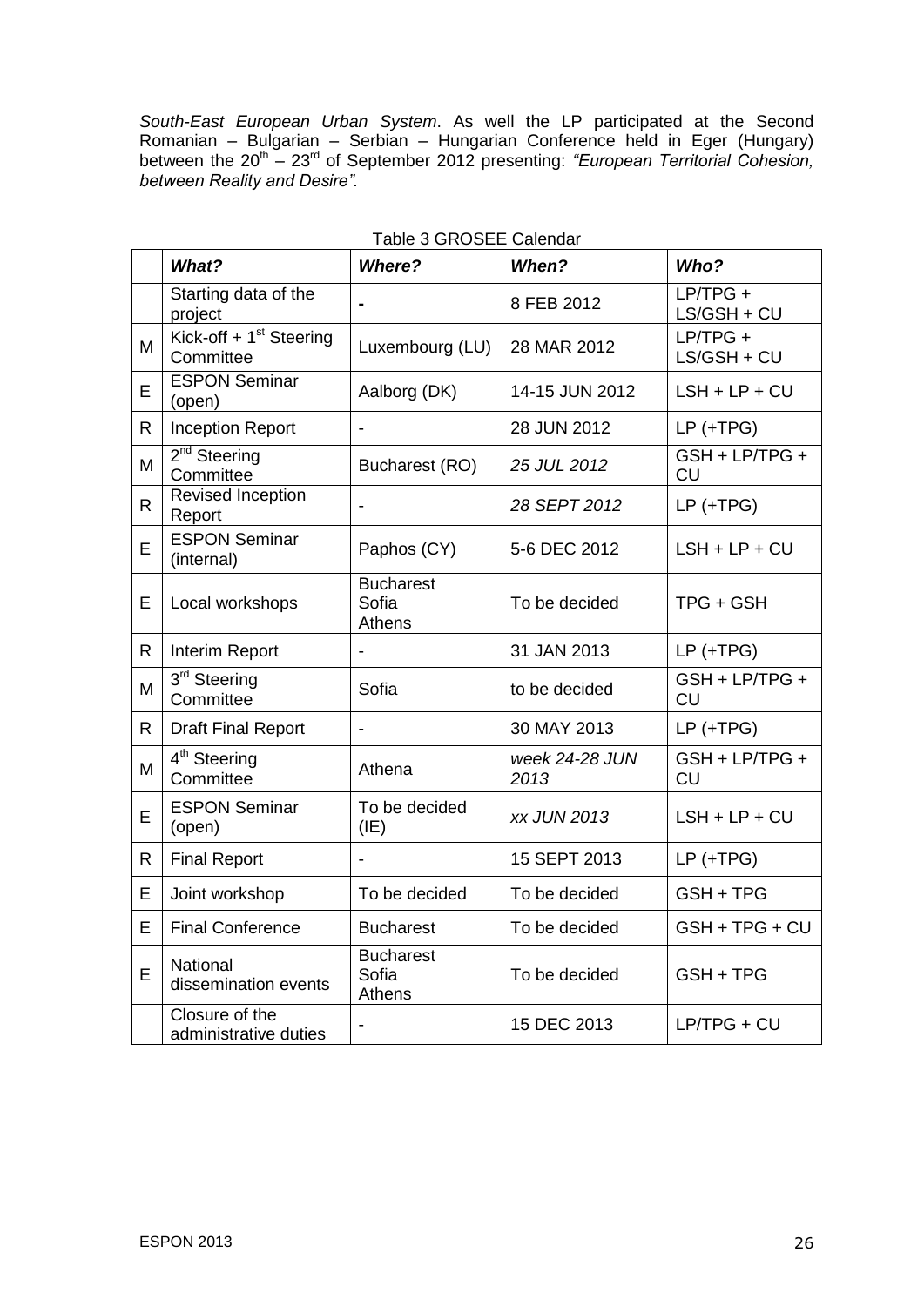*South-East European Urban System*. As well the LP participated at the Second Romanian – Bulgarian – Serbian – Hungarian Conference held in Eger (Hungary) between the 20th – 23rd of September 2012 presenting: *"European Territorial Cohesion, between Reality and Desire"*.

Table 3 GROSEE Calendar

| | ***What?*** | ***Where?*** | ***When?*** | ***Who?*** |
|---|---|---|---|---|
| | Starting data of the project | **-** | 8 FEB 2012 | LP/TPG + LS/GSH + CU |
| M | Kick-off + 1st Steering Committee | Luxembourg (LU) | 28 MAR 2012 | LP/TPG + LS/GSH + CU |
| E | ESPON Seminar (open) | Aalborg (DK) | 14-15 JUN 2012 | LSH + LP + CU |
| R | Inception Report | - | 28 JUN 2012 | LP (+TPG) |
| M | 2nd Steering Committee | Bucharest (RO) | *25 JUL 2012* | GSH + LP/TPG + CU |
| R | Revised Inception Report | - | *28 SEPT 2012* | LP (+TPG) |
| E | ESPON Seminar (internal) | Paphos (CY) | 5-6 DEC 2012 | LSH + LP + CU |
| E | Local workshops | Bucharest<br>Sofia<br>Athens | To be decided | TPG + GSH |
| R | Interim Report | - | 31 JAN 2013 | LP (+TPG) |
| M | 3rd Steering Committee | Sofia | to be decided | GSH + LP/TPG + CU |
| R | Draft Final Report | - | 30 MAY 2013 | LP (+TPG) |
| M | 4th Steering Committee | Athena | *week 24-28 JUN 2013* | GSH + LP/TPG + CU |
| E | ESPON Seminar (open) | To be decided (IE) | *xx JUN 2013* | LSH + LP + CU |
| R | Final Report | - | 15 SEPT 2013 | LP (+TPG) |
| E | Joint workshop | To be decided | To be decided | GSH + TPG |
| E | Final Conference | Bucharest | To be decided | GSH + TPG + CU |
| E | National dissemination events | Bucharest<br>Sofia<br>Athens | To be decided | GSH + TPG |
| | Closure of the administrative duties | - | 15 DEC 2013 | LP/TPG + CU |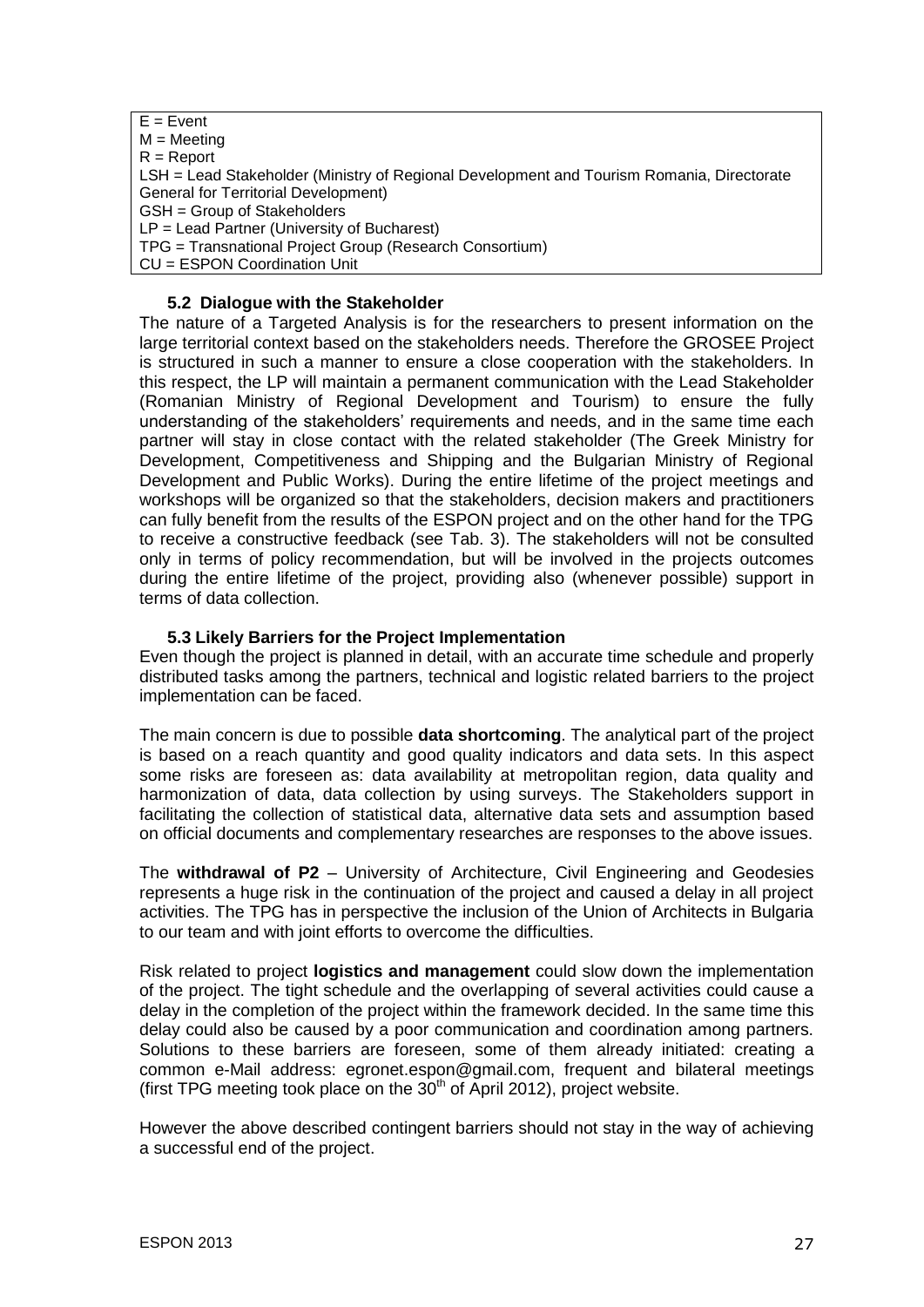E = Event
M = Meeting
R = Report
LSH = Lead Stakeholder (Ministry of Regional Development and Tourism Romania, Directorate General for Territorial Development)
GSH = Group of Stakeholders
LP = Lead Partner (University of Bucharest)
TPG = Transnational Project Group (Research Consortium)
CU = ESPON Coordination Unit

### 5.2 Dialogue with the Stakeholder

The nature of a Targeted Analysis is for the researchers to present information on the large territorial context based on the stakeholders needs. Therefore the GROSEE Project is structured in such a manner to ensure a close cooperation with the stakeholders. In this respect, the LP will maintain a permanent communication with the Lead Stakeholder (Romanian Ministry of Regional Development and Tourism) to ensure the fully understanding of the stakeholders' requirements and needs, and in the same time each partner will stay in close contact with the related stakeholder (The Greek Ministry for Development, Competitiveness and Shipping and the Bulgarian Ministry of Regional Development and Public Works). During the entire lifetime of the project meetings and workshops will be organized so that the stakeholders, decision makers and practitioners can fully benefit from the results of the ESPON project and on the other hand for the TPG to receive a constructive feedback (see Tab. 3). The stakeholders will not be consulted only in terms of policy recommendation, but will be involved in the projects outcomes during the entire lifetime of the project, providing also (whenever possible) support in terms of data collection.

### 5.3 Likely Barriers for the Project Implementation

Even though the project is planned in detail, with an accurate time schedule and properly distributed tasks among the partners, technical and logistic related barriers to the project implementation can be faced.

The main concern is due to possible **data shortcoming**. The analytical part of the project is based on a reach quantity and good quality indicators and data sets. In this aspect some risks are foreseen as: data availability at metropolitan region, data quality and harmonization of data, data collection by using surveys. The Stakeholders support in facilitating the collection of statistical data, alternative data sets and assumption based on official documents and complementary researches are responses to the above issues.

The **withdrawal of P2** – University of Architecture, Civil Engineering and Geodesies represents a huge risk in the continuation of the project and caused a delay in all project activities. The TPG has in perspective the inclusion of the Union of Architects in Bulgaria to our team and with joint efforts to overcome the difficulties.

Risk related to project **logistics and management** could slow down the implementation of the project. The tight schedule and the overlapping of several activities could cause a delay in the completion of the project within the framework decided. In the same time this delay could also be caused by a poor communication and coordination among partners. Solutions to these barriers are foreseen, some of them already initiated: creating a common e-Mail address: egronet.espon@gmail.com, frequent and bilateral meetings (first TPG meeting took place on the 30th of April 2012), project website.

However the above described contingent barriers should not stay in the way of achieving a successful end of the project.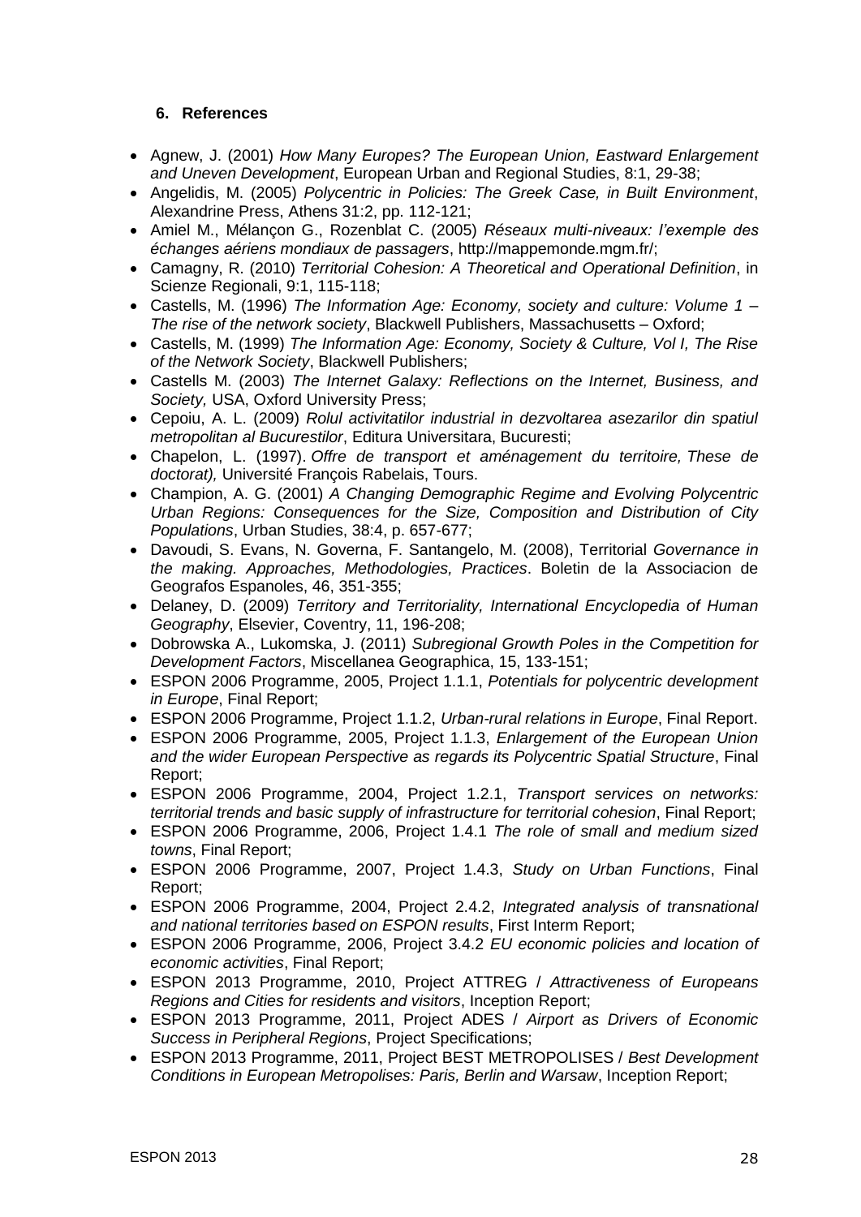### 6. References

- Agnew, J. (2001) *How Many Europes? The European Union, Eastward Enlargement and Uneven Development*, European Urban and Regional Studies, 8:1, 29-38;
- Angelidis, M. (2005) *Polycentric in Policies: The Greek Case, in Built Environment*, Alexandrine Press, Athens 31:2, pp. 112-121;
- Amiel M., Mélançon G., Rozenblat C. (2005) *Réseaux multi-niveaux: l'exemple des échanges aériens mondiaux de passagers*, http://mappemonde.mgm.fr/;
- Camagny, R. (2010) *Territorial Cohesion: A Theoretical and Operational Definition*, in Scienze Regionali, 9:1, 115-118;
- Castells, M. (1996) *The Information Age: Economy, society and culture: Volume 1 – The rise of the network society*, Blackwell Publishers, Massachusetts – Oxford;
- Castells, M. (1999) *The Information Age: Economy, Society & Culture, Vol I, The Rise of the Network Society*, Blackwell Publishers;
- Castells M. (2003) *The Internet Galaxy: Reflections on the Internet, Business, and Society,* USA, Oxford University Press;
- Cepoiu, A. L. (2009) *Rolul activitatilor industrial in dezvoltarea asezarilor din spatiul metropolitan al Bucurestilor*, Editura Universitara, Bucuresti;
- Chapelon, L. (1997). *Offre de transport et aménagement du territoire, These de doctorat),* Université François Rabelais, Tours.
- Champion, A. G. (2001) *A Changing Demographic Regime and Evolving Polycentric Urban Regions: Consequences for the Size, Composition and Distribution of City Populations*, Urban Studies, 38:4, p. 657-677;
- Davoudi, S. Evans, N. Governa, F. Santangelo, M. (2008), Territorial *Governance in the making. Approaches, Methodologies, Practices*. Boletin de la Associacion de Geografos Espanoles, 46, 351-355;
- Delaney, D. (2009) *Territory and Territoriality, International Encyclopedia of Human Geography*, Elsevier, Coventry, 11, 196-208;
- Dobrowska A., Lukomska, J. (2011) *Subregional Growth Poles in the Competition for Development Factors*, Miscellanea Geographica, 15, 133-151;
- ESPON 2006 Programme, 2005, Project 1.1.1, *Potentials for polycentric development in Europe*, Final Report;
- ESPON 2006 Programme, Project 1.1.2, *Urban-rural relations in Europe*, Final Report.
- ESPON 2006 Programme, 2005, Project 1.1.3, *Enlargement of the European Union and the wider European Perspective as regards its Polycentric Spatial Structure*, Final Report;
- ESPON 2006 Programme, 2004, Project 1.2.1, *Transport services on networks: territorial trends and basic supply of infrastructure for territorial cohesion*, Final Report;
- ESPON 2006 Programme, 2006, Project 1.4.1 *The role of small and medium sized towns*, Final Report;
- ESPON 2006 Programme, 2007, Project 1.4.3, *Study on Urban Functions*, Final Report;
- ESPON 2006 Programme, 2004, Project 2.4.2, *Integrated analysis of transnational and national territories based on ESPON results*, First Interm Report;
- ESPON 2006 Programme, 2006, Project 3.4.2 *EU economic policies and location of economic activities*, Final Report;
- ESPON 2013 Programme, 2010, Project ATTREG / *Attractiveness of Europeans Regions and Cities for residents and visitors*, Inception Report;
- ESPON 2013 Programme, 2011, Project ADES / *Airport as Drivers of Economic Success in Peripheral Regions*, Project Specifications;
- ESPON 2013 Programme, 2011, Project BEST METROPOLISES / *Best Development Conditions in European Metropolises: Paris, Berlin and Warsaw*, Inception Report;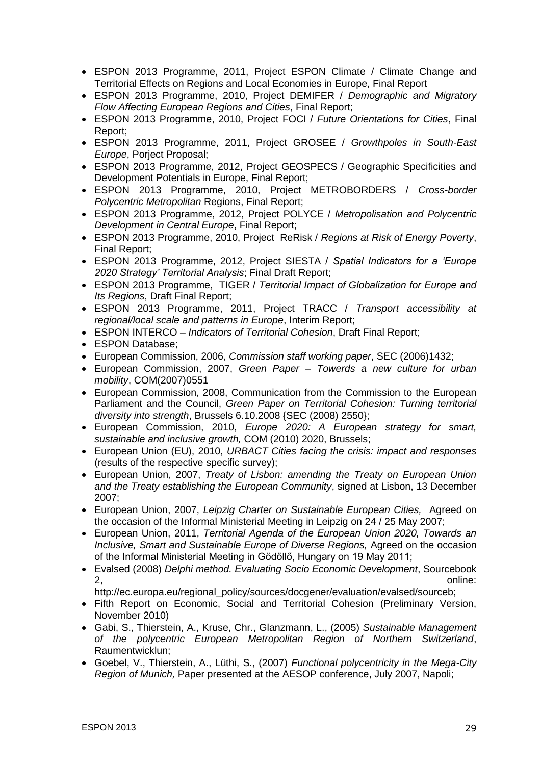- ESPON 2013 Programme, 2011, Project ESPON Climate / Climate Change and Territorial Effects on Regions and Local Economies in Europe, Final Report
- ESPON 2013 Programme, 2010, Project DEMIFER / *Demographic and Migratory Flow Affecting European Regions and Cities*, Final Report;
- ESPON 2013 Programme, 2010, Project FOCI / *Future Orientations for Cities*, Final Report;
- ESPON 2013 Programme, 2011, Project GROSEE / *Growthpoles in South-East Europe*, Porject Proposal;
- ESPON 2013 Programme, 2012, Project GEOSPECS / Geographic Specificities and Development Potentials in Europe, Final Report;
- ESPON 2013 Programme, 2010, Project METROBORDERS / *Cross-border Polycentric Metropolitan* Regions, Final Report;
- ESPON 2013 Programme, 2012, Project POLYCE / *Metropolisation and Polycentric Development in Central Europe*, Final Report;
- ESPON 2013 Programme, 2010, Project ReRisk / *Regions at Risk of Energy Poverty*, Final Report;
- ESPON 2013 Programme, 2012, Project SIESTA / *Spatial Indicators for a 'Europe 2020 Strategy' Territorial Analysis*; Final Draft Report;
- ESPON 2013 Programme, TIGER / *Territorial Impact of Globalization for Europe and Its Regions*, Draft Final Report;
- ESPON 2013 Programme, 2011, Project TRACC / *Transport accessibility at regional/local scale and patterns in Europe*, Interim Report;
- ESPON INTERCO – *Indicators of Territorial Cohesion*, Draft Final Report;
- ESPON Database;
- European Commission, 2006, *Commission staff working paper*, SEC (2006)1432;
- European Commission, 2007, *Green Paper – Towerds a new culture for urban mobility*, COM(2007)0551
- European Commission, 2008, Communication from the Commission to the European Parliament and the Council, *Green Paper on Territorial Cohesion: Turning territorial diversity into strength*, Brussels 6.10.2008 {SEC (2008) 2550};
- European Commission, 2010, *Europe 2020: A European strategy for smart, sustainable and inclusive growth,* COM (2010) 2020, Brussels;
- European Union (EU), 2010, *URBACT Cities facing the crisis: impact and responses* (results of the respective specific survey);
- European Union, 2007, *Treaty of Lisbon: amending the Treaty on European Union and the Treaty establishing the European Community*, signed at Lisbon, 13 December 2007;
- European Union, 2007, *Leipzig Charter on Sustainable European Cities,* Agreed on the occasion of the Informal Ministerial Meeting in Leipzig on 24 / 25 May 2007;
- European Union, 2011, *Territorial Agenda of the European Union 2020, Towards an Inclusive, Smart and Sustainable Europe of Diverse Regions,* Agreed on the occasion of the Informal Ministerial Meeting in Gödöllő, Hungary on 19 May 2011;
- Evalsed (2008) *Delphi method. Evaluating Socio Economic Development*, Sourcebook 2, online: http://ec.europa.eu/regional_policy/sources/docgener/evaluation/evalsed/sourceb;
- Fifth Report on Economic, Social and Territorial Cohesion (Preliminary Version, November 2010)
- Gabi, S., Thierstein, A., Kruse, Chr., Glanzmann, L., (2005) *Sustainable Management of the polycentric European Metropolitan Region of Northern Switzerland*, Raumentwicklun;
- Goebel, V., Thierstein, A., Lüthi, S., (2007) *Functional polycentricity in the Mega-City Region of Munich,* Paper presented at the AESOP conference, July 2007, Napoli;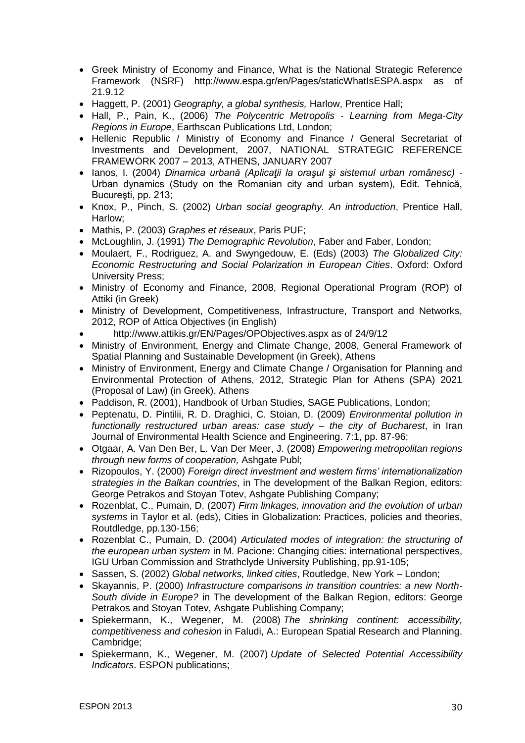- Greek Ministry of Economy and Finance, What is the National Strategic Reference Framework (NSRF) http://www.espa.gr/en/Pages/staticWhatIsESPA.aspx as of 21.9.12
- Haggett, P. (2001) *Geography, a global synthesis,* Harlow, Prentice Hall;
- Hall, P., Pain, K., (2006) *The Polycentric Metropolis - Learning from Mega-City Regions in Europe*, Earthscan Publications Ltd, London;
- Hellenic Republic / Ministry of Economy and Finance / General Secretariat of Investments and Development, 2007, NATIONAL STRATEGIC REFERENCE FRAMEWORK 2007 – 2013, ATHENS, JANUARY 2007
- Ianos, I. (2004) *Dinamica urbană (Aplicaţii la oraşul şi sistemul urban românesc)* - Urban dynamics (Study on the Romanian city and urban system), Edit. Tehnică, Bucureşti, pp. 213;
- Knox, P., Pinch, S. (2002) *Urban social geography. An introduction*, Prentice Hall, Harlow;
- Mathis, P. (2003) *Graphes et réseaux*, Paris PUF;
- McLoughlin, J. (1991) *The Demographic Revolution*, Faber and Faber, London;
- Moulaert, F., Rodriguez, A. and Swyngedouw, E. (Eds) (2003) *The Globalized City: Economic Restructuring and Social Polarization in European Cities*. Oxford: Oxford University Press;
- Ministry of Economy and Finance, 2008, Regional Operational Program (ROP) of Attiki (in Greek)
- Ministry of Development, Competitiveness, Infrastructure, Transport and Networks, 2012, ROP of Attica Objectives (in English)
- http://www.attikis.gr/EN/Pages/OPObjectives.aspx as of 24/9/12
- Ministry of Environment, Energy and Climate Change, 2008, General Framework of Spatial Planning and Sustainable Development (in Greek), Athens
- Ministry of Environment, Energy and Climate Change / Organisation for Planning and Environmental Protection of Athens, 2012, Strategic Plan for Athens (SPA) 2021 (Proposal of Law) (in Greek), Athens
- Paddison, R. (2001), Handbook of Urban Studies, SAGE Publications, London;
- Peptenatu, D. Pintilii, R. D. Draghici, C. Stoian, D. (2009) *Environmental pollution in functionally restructured urban areas: case study – the city of Bucharest*, in Iran Journal of Environmental Health Science and Engineering. 7:1, pp. 87-96;
- Otgaar, A. Van Den Ber, L. Van Der Meer, J. (2008) *Empowering metropolitan regions through new forms of cooperation,* Ashgate Publ;
- Rizopoulos, Y. (2000) *Foreign direct investment and western firms' internationalization strategies in the Balkan countries*, in The development of the Balkan Region, editors: George Petrakos and Stoyan Totev, Ashgate Publishing Company;
- Rozenblat, C., Pumain, D. (2007) *Firm linkages, innovation and the evolution of urban systems* in Taylor et al. (eds), Cities in Globalization: Practices, policies and theories, Routdledge, pp.130-156;
- Rozenblat C., Pumain, D. (2004) *Articulated modes of integration: the structuring of the european urban system* in M. Pacione: Changing cities: international perspectives, IGU Urban Commission and Strathclyde University Publishing, pp.91-105;
- Sassen, S. (2002) *Global networks, linked cities*, Routledge, New York – London;
- Skayannis, P. (2000) *Infrastructure comparisons in transition countries: a new North-South divide in Europe?* in The development of the Balkan Region, editors: George Petrakos and Stoyan Totev, Ashgate Publishing Company;
- Spiekermann, K., Wegener, M. (2008) *The shrinking continent: accessibility, competitiveness and cohesion* in Faludi, A.: European Spatial Research and Planning. Cambridge;
- Spiekermann, K., Wegener, M. (2007) *Update of Selected Potential Accessibility Indicators*. ESPON publications;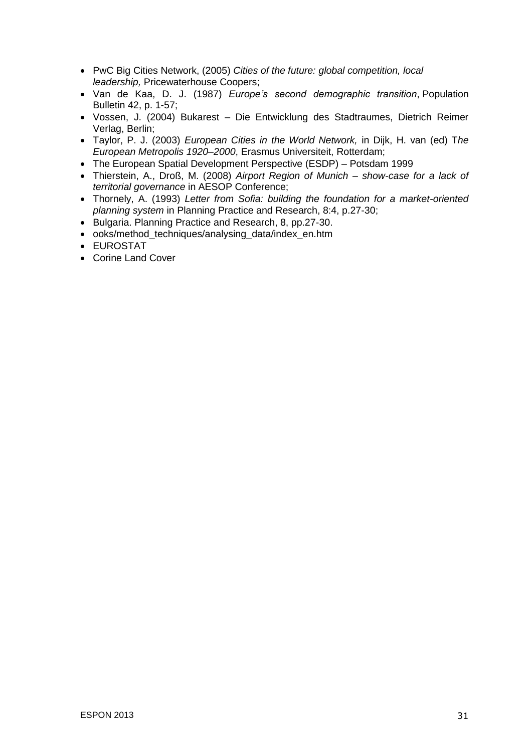- PwC Big Cities Network, (2005) *Cities of the future: global competition, local leadership,* Pricewaterhouse Coopers;
- Van de Kaa, D. J. (1987) *Europe's second demographic transition*, Population Bulletin 42, p. 1-57;
- Vossen, J. (2004) Bukarest – Die Entwicklung des Stadtraumes, Dietrich Reimer Verlag, Berlin;
- Taylor, P. J. (2003) *European Cities in the World Network,* in Dijk, H. van (ed) T*he European Metropolis 1920–2000*, Erasmus Universiteit, Rotterdam;
- The European Spatial Development Perspective (ESDP) – Potsdam 1999
- Thierstein, A., Droß, M. (2008) *Airport Region of Munich – show-case for a lack of territorial governance* in AESOP Conference;
- Thornely, A. (1993) *Letter from Sofia: building the foundation for a market-oriented planning system* in Planning Practice and Research, 8:4, p.27-30;
- Bulgaria. Planning Practice and Research, 8, pp.27-30.
- ooks/method_techniques/analysing_data/index_en.htm
- EUROSTAT
- Corine Land Cover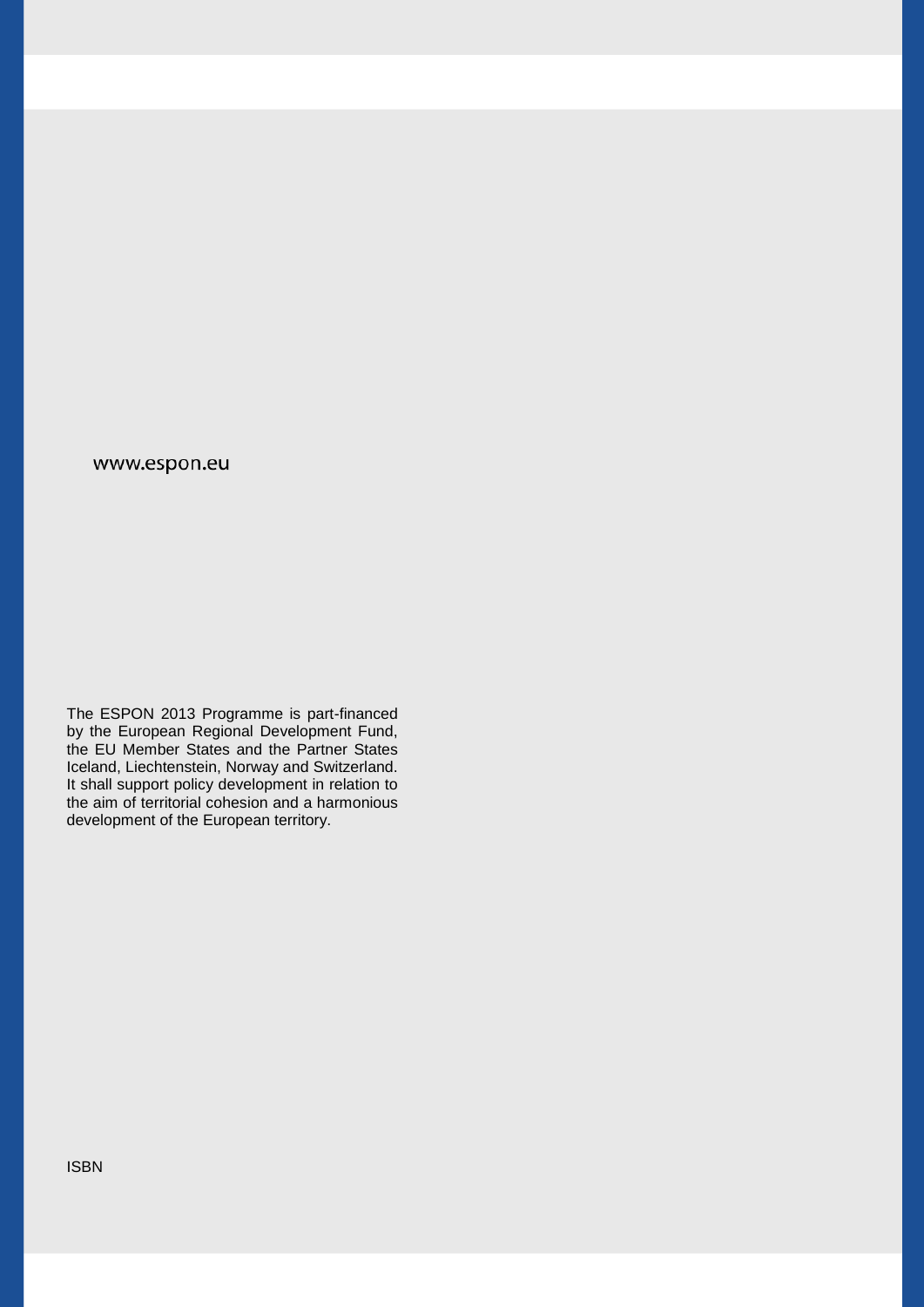www.espon.eu

The ESPON 2013 Programme is part-financed by the European Regional Development Fund, the EU Member States and the Partner States Iceland, Liechtenstein, Norway and Switzerland. It shall support policy development in relation to the aim of territorial cohesion and a harmonious development of the European territory.

ISBN